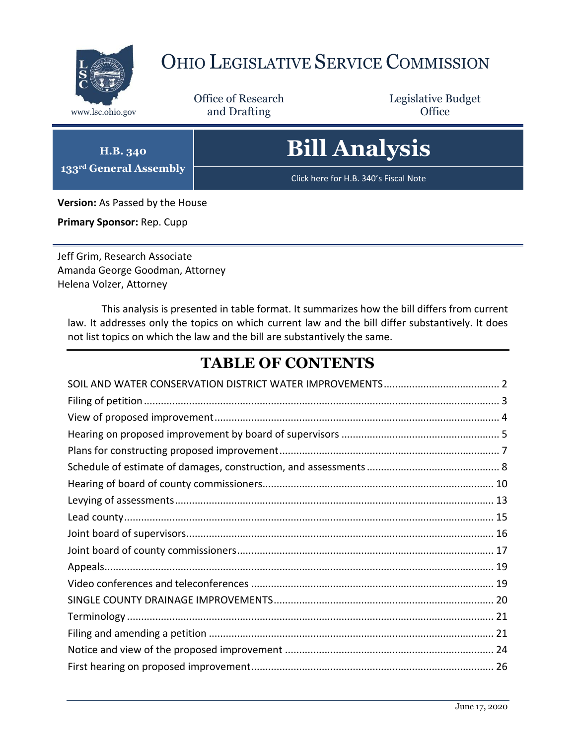# Ohio Legislative Service Commission

www.lsc.ohio.gov

Office of Research and Drafting

Legislative Budget Office

**H.B. 340**
**133rd General Assembly**

# Bill Analysis

Click here for H.B. 340's Fiscal Note

**Version:** As Passed by the House

**Primary Sponsor:** Rep. Cupp

Jeff Grim, Research Associate
Amanda George Goodman, Attorney
Helena Volzer, Attorney

This analysis is presented in table format. It summarizes how the bill differs from current law. It addresses only the topics on which current law and the bill differ substantively. It does not list topics on which the law and the bill are substantively the same.

## TABLE OF CONTENTS

SOIL AND WATER CONSERVATION DISTRICT WATER IMPROVEMENTS ... 2
Filing of petition ... 3
View of proposed improvement ... 4
Hearing on proposed improvement by board of supervisors ... 5
Plans for constructing proposed improvement ... 7
Schedule of estimate of damages, construction, and assessments ... 8
Hearing of board of county commissioners ... 10
Levying of assessments ... 13
Lead county ... 15
Joint board of supervisors ... 16
Joint board of county commissioners ... 17
Appeals ... 19
Video conferences and teleconferences ... 19
SINGLE COUNTY DRAINAGE IMPROVEMENTS ... 20
Terminology ... 21
Filing and amending a petition ... 21
Notice and view of the proposed improvement ... 24
First hearing on proposed improvement ... 26

June 17, 2020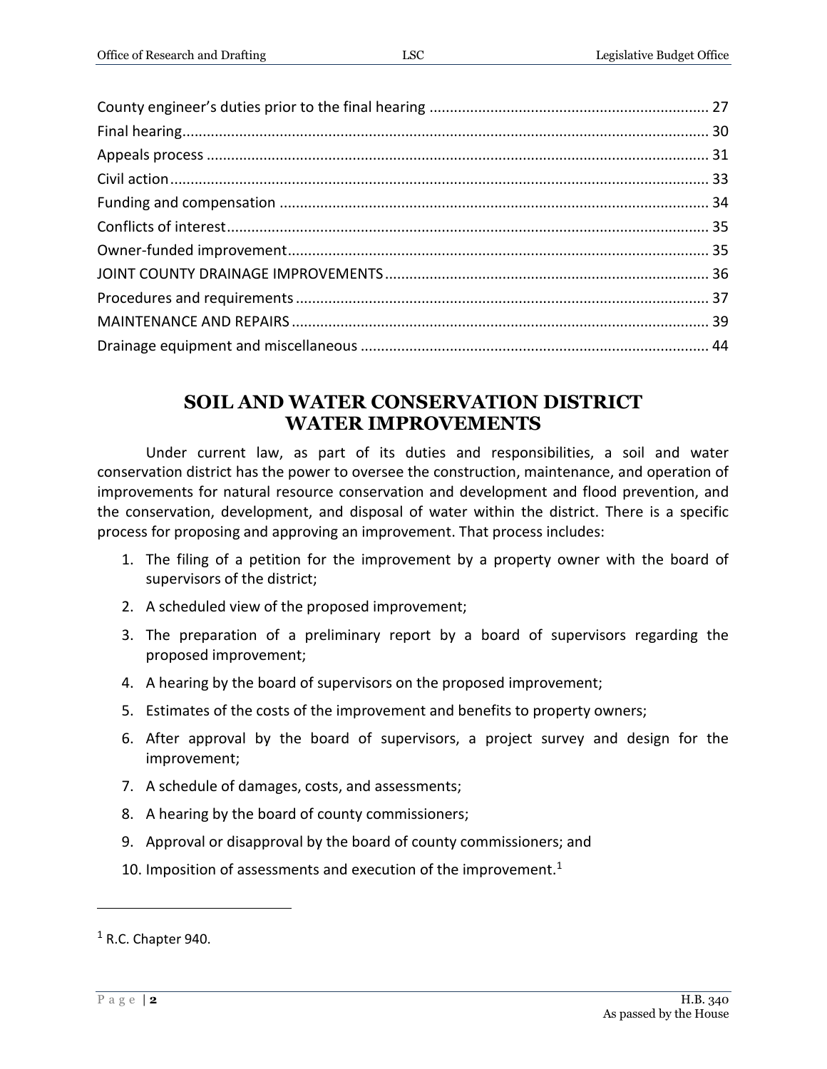County engineer's duties prior to the final hearing .................................................................... 27
Final hearing................................................................................................................................ 30
Appeals process .......................................................................................................................... 31
Civil action................................................................................................................................... 33
Funding and compensation ......................................................................................................... 34
Conflicts of interest...................................................................................................................... 35
Owner-funded improvement....................................................................................................... 35
JOINT COUNTY DRAINAGE IMPROVEMENTS ............................................................................... 36
Procedures and requirements ..................................................................................................... 37
MAINTENANCE AND REPAIRS ...................................................................................................... 39
Drainage equipment and miscellaneous ..................................................................................... 44

## SOIL AND WATER CONSERVATION DISTRICT WATER IMPROVEMENTS

Under current law, as part of its duties and responsibilities, a soil and water conservation district has the power to oversee the construction, maintenance, and operation of improvements for natural resource conservation and development and flood prevention, and the conservation, development, and disposal of water within the district. There is a specific process for proposing and approving an improvement. That process includes:

1. The filing of a petition for the improvement by a property owner with the board of supervisors of the district;
2. A scheduled view of the proposed improvement;
3. The preparation of a preliminary report by a board of supervisors regarding the proposed improvement;
4. A hearing by the board of supervisors on the proposed improvement;
5. Estimates of the costs of the improvement and benefits to property owners;
6. After approval by the board of supervisors, a project survey and design for the improvement;
7. A schedule of damages, costs, and assessments;
8. A hearing by the board of county commissioners;
9. Approval or disapproval by the board of county commissioners; and
10. Imposition of assessments and execution of the improvement.[1]

[1] R.C. Chapter 940.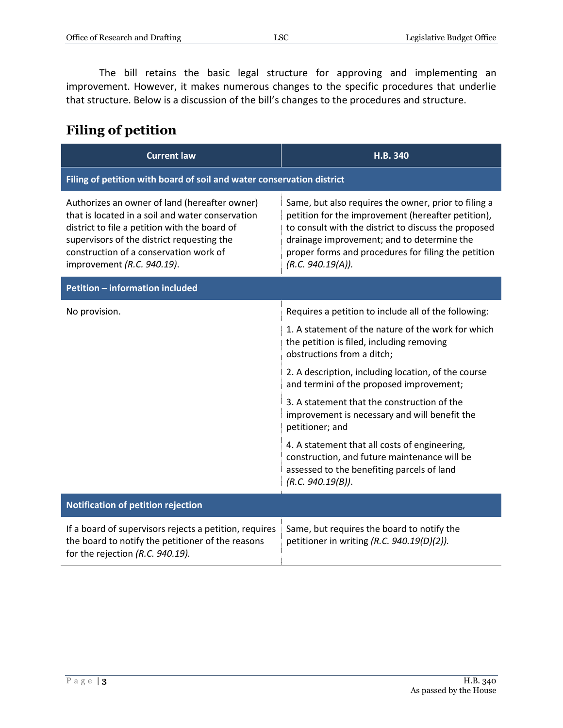The bill retains the basic legal structure for approving and implementing an improvement. However, it makes numerous changes to the specific procedures that underlie that structure. Below is a discussion of the bill's changes to the procedures and structure.

## Filing of petition

| Current law | H.B. 340 |
|---|---|
| **Filing of petition with board of soil and water conservation district** | |
| Authorizes an owner of land (hereafter owner) that is located in a soil and water conservation district to file a petition with the board of supervisors of the district requesting the construction of a conservation work of improvement *(R.C. 940.19)*. | Same, but also requires the owner, prior to filing a petition for the improvement (hereafter petition), to consult with the district to discuss the proposed drainage improvement; and to determine the proper forms and procedures for filing the petition *(R.C. 940.19(A))*. |
| **Petition – information included** | |
| No provision. | Requires a petition to include all of the following:<br><br>1. A statement of the nature of the work for which the petition is filed, including removing obstructions from a ditch;<br><br>2. A description, including location, of the course and termini of the proposed improvement;<br><br>3. A statement that the construction of the improvement is necessary and will benefit the petitioner; and<br><br>4. A statement that all costs of engineering, construction, and future maintenance will be assessed to the benefiting parcels of land *(R.C. 940.19(B))*. |
| **Notification of petition rejection** | |
| If a board of supervisors rejects a petition, requires the board to notify the petitioner of the reasons for the rejection *(R.C. 940.19)*. | Same, but requires the board to notify the petitioner in writing *(R.C. 940.19(D)(2))*. |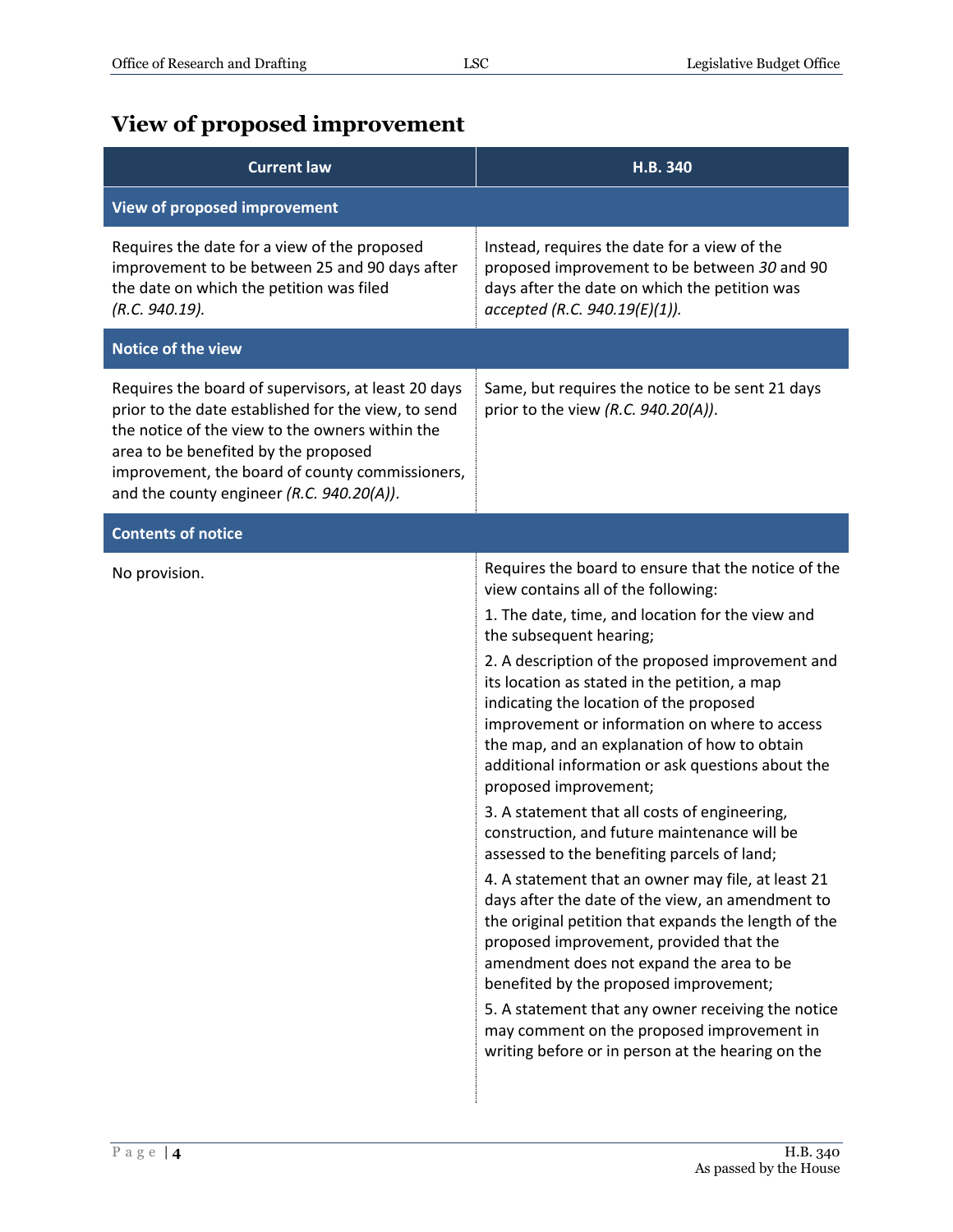# View of proposed improvement

| Current law | H.B. 340 |
|---|---|
| **View of proposed improvement** | |
| Requires the date for a view of the proposed improvement to be between 25 and 90 days after the date on which the petition was filed *(R.C. 940.19).* | Instead, requires the date for a view of the proposed improvement to be between *30* and 90 days after the date on which the petition was *accepted (R.C. 940.19(E)(1)).* |
| **Notice of the view** | |
| Requires the board of supervisors, at least 20 days prior to the date established for the view, to send the notice of the view to the owners within the area to be benefited by the proposed improvement, the board of county commissioners, and the county engineer *(R.C. 940.20(A))*. | Same, but requires the notice to be sent 21 days prior to the view *(R.C. 940.20(A))*. |
| **Contents of notice** | |
| No provision. | Requires the board to ensure that the notice of the view contains all of the following:<br>1. The date, time, and location for the view and the subsequent hearing;<br>2. A description of the proposed improvement and its location as stated in the petition, a map indicating the location of the proposed improvement or information on where to access the map, and an explanation of how to obtain additional information or ask questions about the proposed improvement;<br>3. A statement that all costs of engineering, construction, and future maintenance will be assessed to the benefiting parcels of land;<br>4. A statement that an owner may file, at least 21 days after the date of the view, an amendment to the original petition that expands the length of the proposed improvement, provided that the amendment does not expand the area to be benefited by the proposed improvement;<br>5. A statement that any owner receiving the notice may comment on the proposed improvement in writing before or in person at the hearing on the |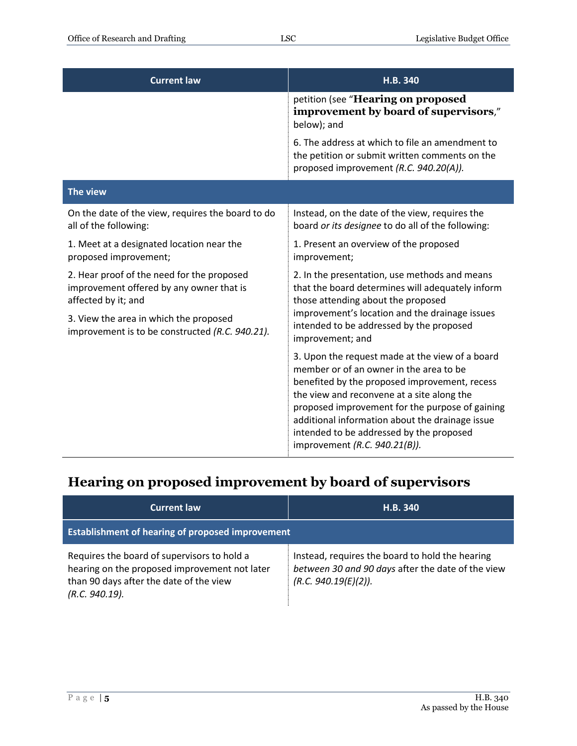| Current law | H.B. 340 |
|---|---|
| | petition (see "**Hearing on proposed improvement by board of supervisors**," below); and<br><br>6. The address at which to file an amendment to the petition or submit written comments on the proposed improvement *(R.C. 940.20(A)).* |
| **The view** | |
| On the date of the view, requires the board to do all of the following:<br><br>1. Meet at a designated location near the proposed improvement;<br><br>2. Hear proof of the need for the proposed improvement offered by any owner that is affected by it; and<br><br>3. View the area in which the proposed improvement is to be constructed *(R.C. 940.21).* | Instead, on the date of the view, requires the board *or its designee* to do all of the following:<br><br>1. Present an overview of the proposed improvement;<br><br>2. In the presentation, use methods and means that the board determines will adequately inform those attending about the proposed improvement's location and the drainage issues intended to be addressed by the proposed improvement; and<br><br>3. Upon the request made at the view of a board member or of an owner in the area to be benefited by the proposed improvement, recess the view and reconvene at a site along the proposed improvement for the purpose of gaining additional information about the drainage issue intended to be addressed by the proposed improvement *(R.C. 940.21(B)).* |

## Hearing on proposed improvement by board of supervisors

| Current law | H.B. 340 |
|---|---|
| **Establishment of hearing of proposed improvement** | |
| Requires the board of supervisors to hold a hearing on the proposed improvement not later than 90 days after the date of the view *(R.C. 940.19).* | Instead, requires the board to hold the hearing *between 30 and 90 days* after the date of the view *(R.C. 940.19(E)(2)).* |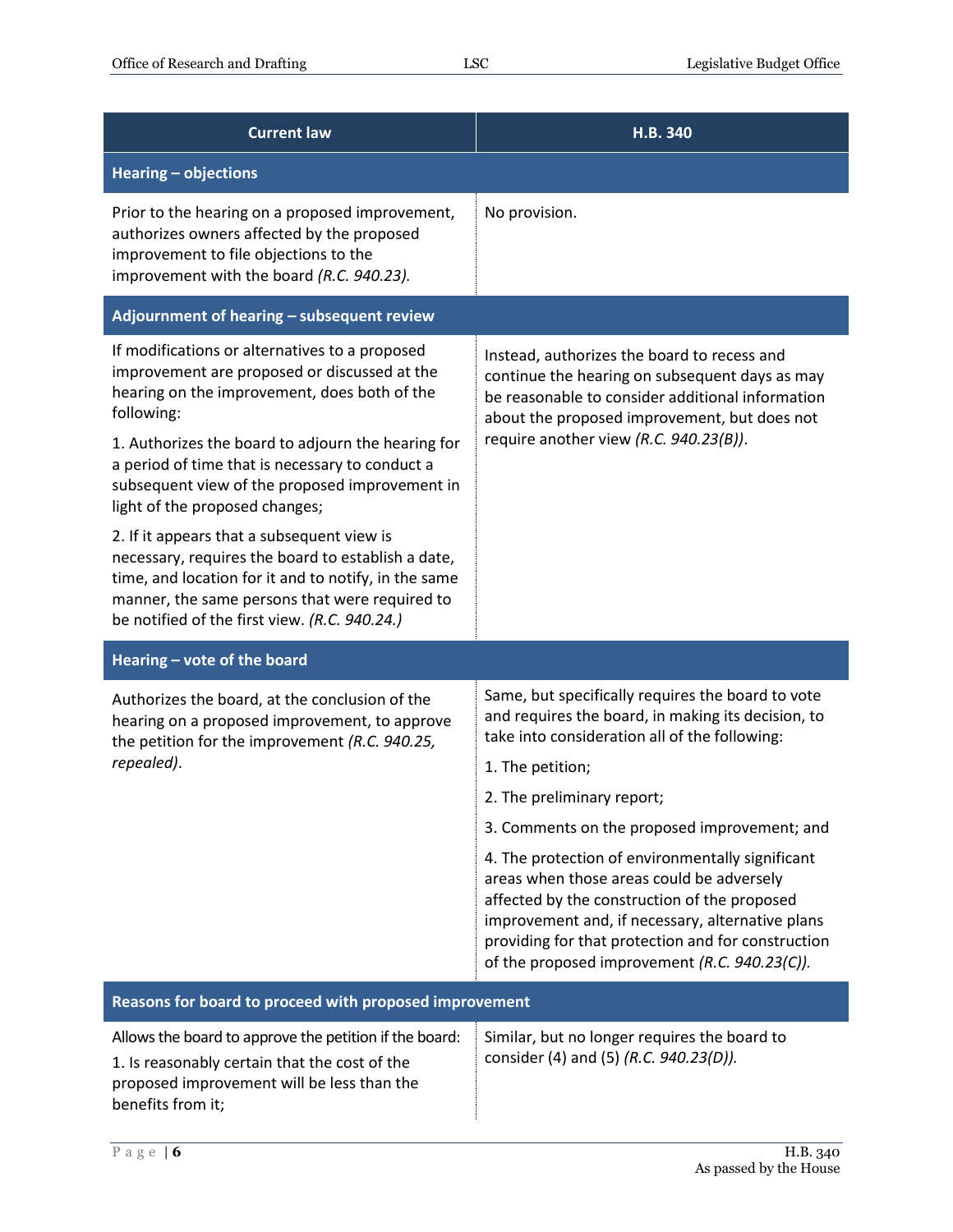| Current law | H.B. 340 |
|---|---|
| **Hearing – objections** | |
| Prior to the hearing on a proposed improvement, authorizes owners affected by the proposed improvement to file objections to the improvement with the board *(R.C. 940.23).* | No provision. |
| **Adjournment of hearing – subsequent review** | |
| If modifications or alternatives to a proposed improvement are proposed or discussed at the hearing on the improvement, does both of the following:<br><br>1. Authorizes the board to adjourn the hearing for a period of time that is necessary to conduct a subsequent view of the proposed improvement in light of the proposed changes;<br><br>2. If it appears that a subsequent view is necessary, requires the board to establish a date, time, and location for it and to notify, in the same manner, the same persons that were required to be notified of the first view. *(R.C. 940.24.)* | Instead, authorizes the board to recess and continue the hearing on subsequent days as may be reasonable to consider additional information about the proposed improvement, but does not require another view *(R.C. 940.23(B))*. |
| **Hearing – vote of the board** | |
| Authorizes the board, at the conclusion of the hearing on a proposed improvement, to approve the petition for the improvement *(R.C. 940.25, repealed)*. | Same, but specifically requires the board to vote and requires the board, in making its decision, to take into consideration all of the following:<br><br>1. The petition;<br><br>2. The preliminary report;<br><br>3. Comments on the proposed improvement; and<br><br>4. The protection of environmentally significant areas when those areas could be adversely affected by the construction of the proposed improvement and, if necessary, alternative plans providing for that protection and for construction of the proposed improvement *(R.C. 940.23(C))*. |
| **Reasons for board to proceed with proposed improvement** | |
| Allows the board to approve the petition if the board:<br><br>1. Is reasonably certain that the cost of the proposed improvement will be less than the benefits from it; | Similar, but no longer requires the board to consider (4) and (5) *(R.C. 940.23(D))*. |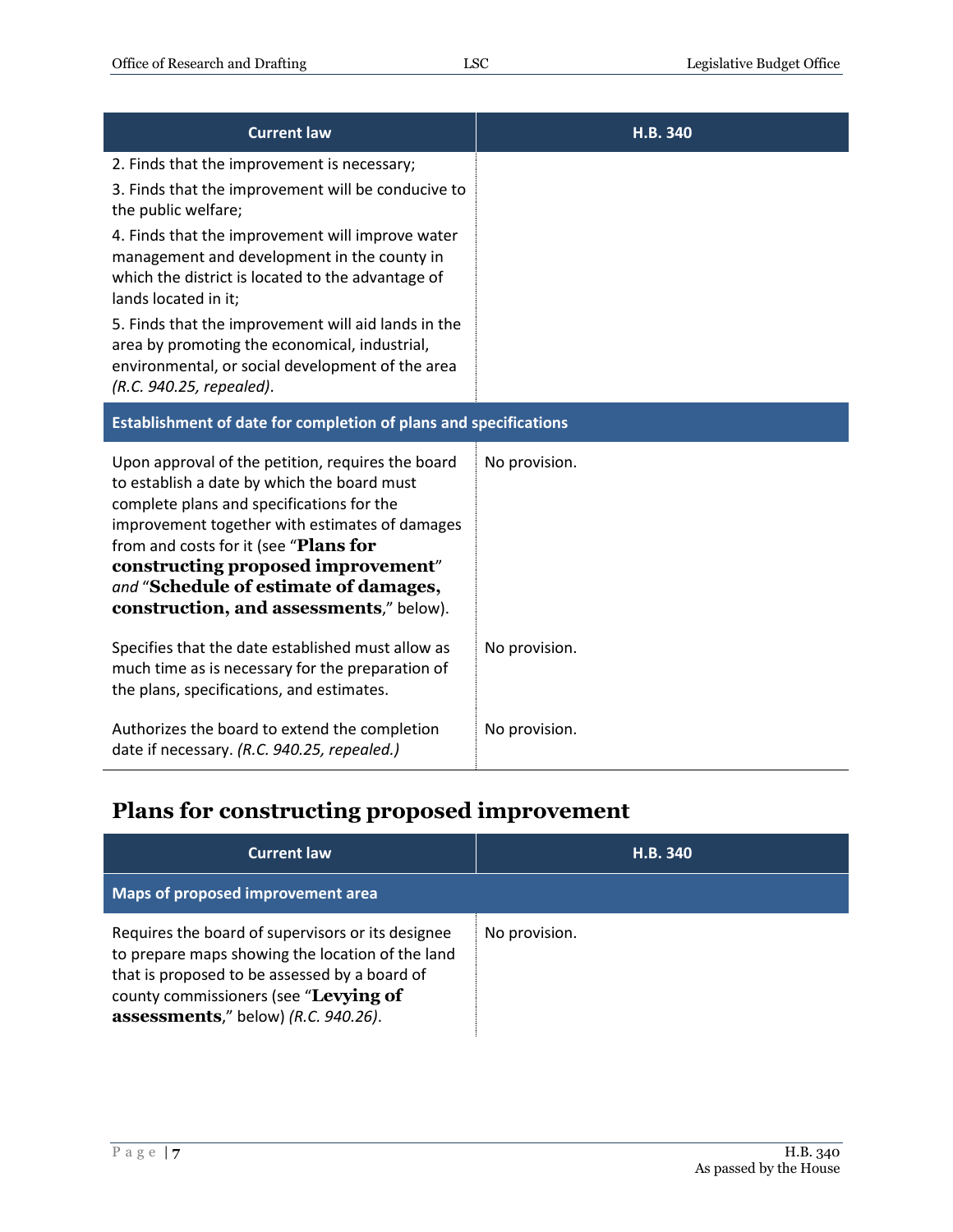| Current law | H.B. 340 |
| --- | --- |
| 2. Finds that the improvement is necessary;<br>3. Finds that the improvement will be conducive to the public welfare;<br>4. Finds that the improvement will improve water management and development in the county in which the district is located to the advantage of lands located in it;<br>5. Finds that the improvement will aid lands in the area by promoting the economical, industrial, environmental, or social development of the area *(R.C. 940.25, repealed)*. | |
| **Establishment of date for completion of plans and specifications** | |
| Upon approval of the petition, requires the board to establish a date by which the board must complete plans and specifications for the improvement together with estimates of damages from and costs for it (see "**Plans for constructing proposed improvement**" *and* "**Schedule of estimate of damages, construction, and assessments**," below). | No provision. |
| Specifies that the date established must allow as much time as is necessary for the preparation of the plans, specifications, and estimates. | No provision. |
| Authorizes the board to extend the completion date if necessary. *(R.C. 940.25, repealed.)* | No provision. |

## Plans for constructing proposed improvement

| Current law | H.B. 340 |
| --- | --- |
| **Maps of proposed improvement area** | |
| Requires the board of supervisors or its designee to prepare maps showing the location of the land that is proposed to be assessed by a board of county commissioners (see "**Levying of assessments**," below) *(R.C. 940.26)*. | No provision. |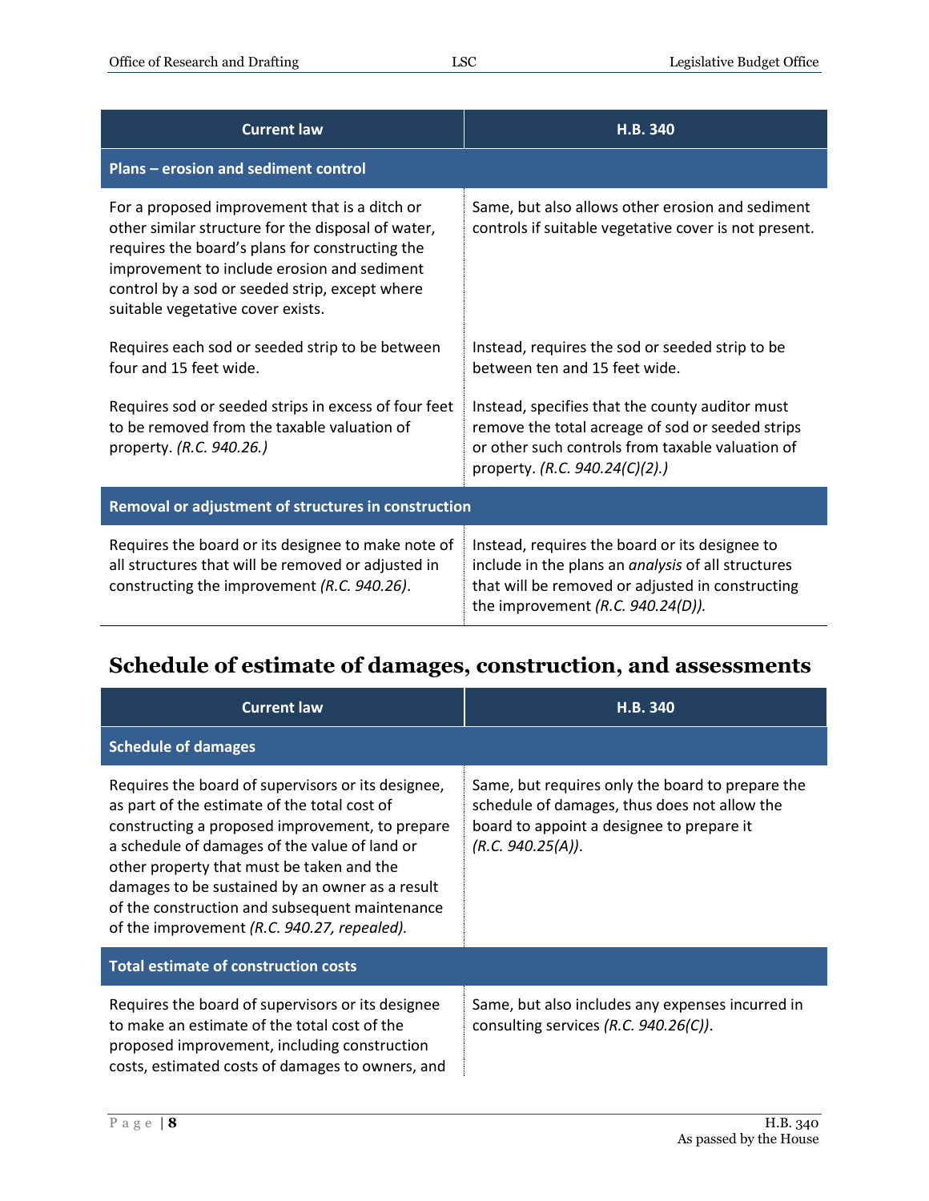| Current law | H.B. 340 |
|---|---|
| **Plans – erosion and sediment control** | |
| For a proposed improvement that is a ditch or other similar structure for the disposal of water, requires the board's plans for constructing the improvement to include erosion and sediment control by a sod or seeded strip, except where suitable vegetative cover exists. | Same, but also allows other erosion and sediment controls if suitable vegetative cover is not present. |
| Requires each sod or seeded strip to be between four and 15 feet wide. | Instead, requires the sod or seeded strip to be between ten and 15 feet wide. |
| Requires sod or seeded strips in excess of four feet to be removed from the taxable valuation of property. *(R.C. 940.26.)* | Instead, specifies that the county auditor must remove the total acreage of sod or seeded strips or other such controls from taxable valuation of property. *(R.C. 940.24(C)(2).)* |
| **Removal or adjustment of structures in construction** | |
| Requires the board or its designee to make note of all structures that will be removed or adjusted in constructing the improvement *(R.C. 940.26)*. | Instead, requires the board or its designee to include in the plans an *analysis* of all structures that will be removed or adjusted in constructing the improvement *(R.C. 940.24(D)).* |

## Schedule of estimate of damages, construction, and assessments

| Current law | H.B. 340 |
|---|---|
| **Schedule of damages** | |
| Requires the board of supervisors or its designee, as part of the estimate of the total cost of constructing a proposed improvement, to prepare a schedule of damages of the value of land or other property that must be taken and the damages to be sustained by an owner as a result of the construction and subsequent maintenance of the improvement *(R.C. 940.27, repealed).* | Same, but requires only the board to prepare the schedule of damages, thus does not allow the board to appoint a designee to prepare it *(R.C. 940.25(A))*. |
| **Total estimate of construction costs** | |
| Requires the board of supervisors or its designee to make an estimate of the total cost of the proposed improvement, including construction costs, estimated costs of damages to owners, and | Same, but also includes any expenses incurred in consulting services *(R.C. 940.26(C))*. |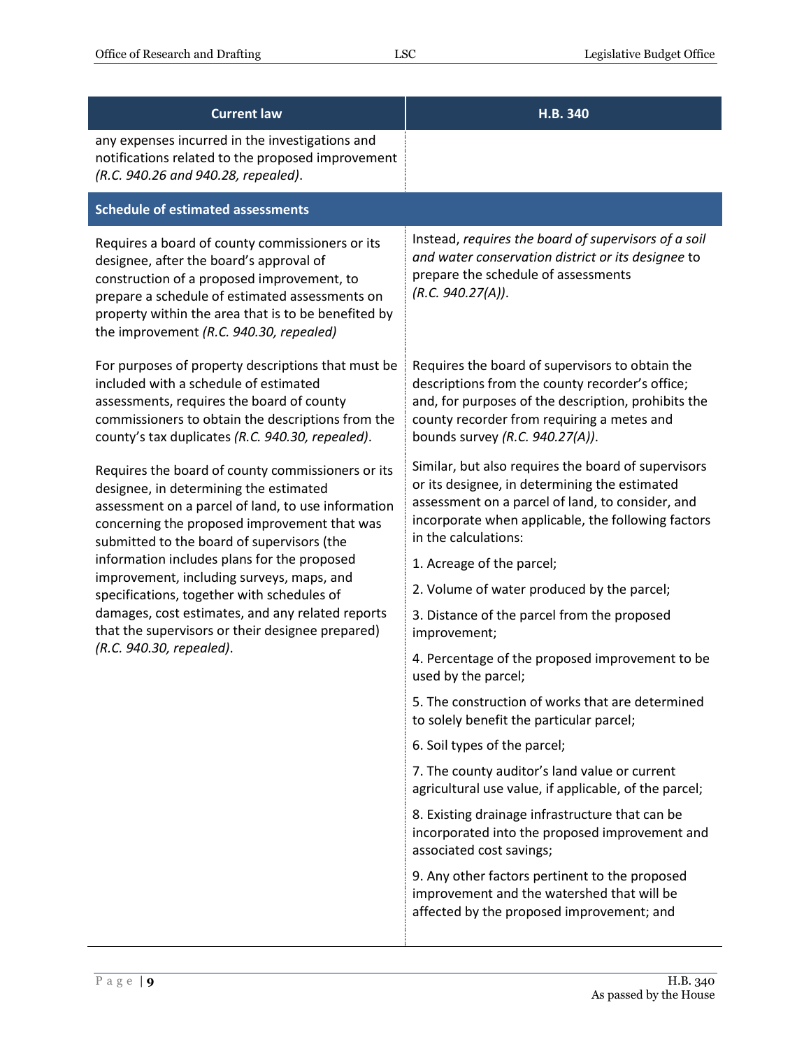| Current law | H.B. 340 |
|---|---|
| any expenses incurred in the investigations and notifications related to the proposed improvement *(R.C. 940.26 and 940.28, repealed)*. | |
| **Schedule of estimated assessments** | |
| Requires a board of county commissioners or its designee, after the board's approval of construction of a proposed improvement, to prepare a schedule of estimated assessments on property within the area that is to be benefited by the improvement *(R.C. 940.30, repealed)* | Instead, *requires the board of supervisors of a soil and water conservation district or its designee* to prepare the schedule of assessments *(R.C. 940.27(A))*. |
| For purposes of property descriptions that must be included with a schedule of estimated assessments, requires the board of county commissioners to obtain the descriptions from the county's tax duplicates *(R.C. 940.30, repealed)*. | Requires the board of supervisors to obtain the descriptions from the county recorder's office; and, for purposes of the description, prohibits the county recorder from requiring a metes and bounds survey *(R.C. 940.27(A))*. |
| Requires the board of county commissioners or its designee, in determining the estimated assessment on a parcel of land, to use information concerning the proposed improvement that was submitted to the board of supervisors (the information includes plans for the proposed improvement, including surveys, maps, and specifications, together with schedules of damages, cost estimates, and any related reports that the supervisors or their designee prepared) *(R.C. 940.30, repealed)*. | Similar, but also requires the board of supervisors or its designee, in determining the estimated assessment on a parcel of land, to consider, and incorporate when applicable, the following factors in the calculations:<br>1. Acreage of the parcel;<br>2. Volume of water produced by the parcel;<br>3. Distance of the parcel from the proposed improvement;<br>4. Percentage of the proposed improvement to be used by the parcel;<br>5. The construction of works that are determined to solely benefit the particular parcel;<br>6. Soil types of the parcel;<br>7. The county auditor's land value or current agricultural use value, if applicable, of the parcel;<br>8. Existing drainage infrastructure that can be incorporated into the proposed improvement and associated cost savings;<br>9. Any other factors pertinent to the proposed improvement and the watershed that will be affected by the proposed improvement; and |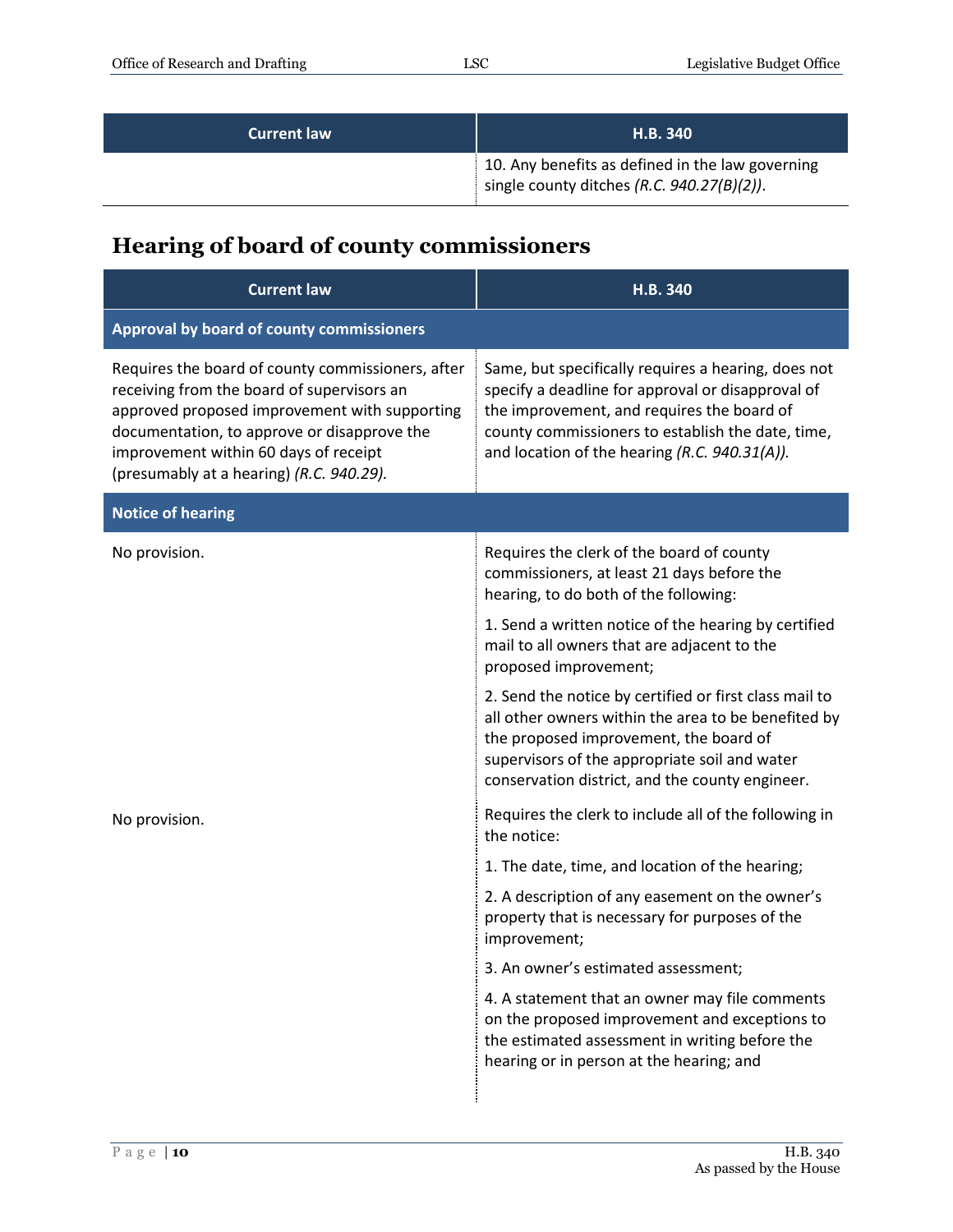| Current law | H.B. 340 |
| --- | --- |
| | 10. Any benefits as defined in the law governing single county ditches *(R.C. 940.27(B)(2))*. |

## Hearing of board of county commissioners

| Current law | H.B. 340 |
| --- | --- |
| **Approval by board of county commissioners** | |
| Requires the board of county commissioners, after receiving from the board of supervisors an approved proposed improvement with supporting documentation, to approve or disapprove the improvement within 60 days of receipt (presumably at a hearing) *(R.C. 940.29)*. | Same, but specifically requires a hearing, does not specify a deadline for approval or disapproval of the improvement, and requires the board of county commissioners to establish the date, time, and location of the hearing *(R.C. 940.31(A))*. |
| **Notice of hearing** | |
| No provision. | Requires the clerk of the board of county commissioners, at least 21 days before the hearing, to do both of the following:<br><br>1. Send a written notice of the hearing by certified mail to all owners that are adjacent to the proposed improvement;<br><br>2. Send the notice by certified or first class mail to all other owners within the area to be benefited by the proposed improvement, the board of supervisors of the appropriate soil and water conservation district, and the county engineer. |
| No provision. | Requires the clerk to include all of the following in the notice:<br><br>1. The date, time, and location of the hearing;<br><br>2. A description of any easement on the owner's property that is necessary for purposes of the improvement;<br><br>3. An owner's estimated assessment;<br><br>4. A statement that an owner may file comments on the proposed improvement and exceptions to the estimated assessment in writing before the hearing or in person at the hearing; and |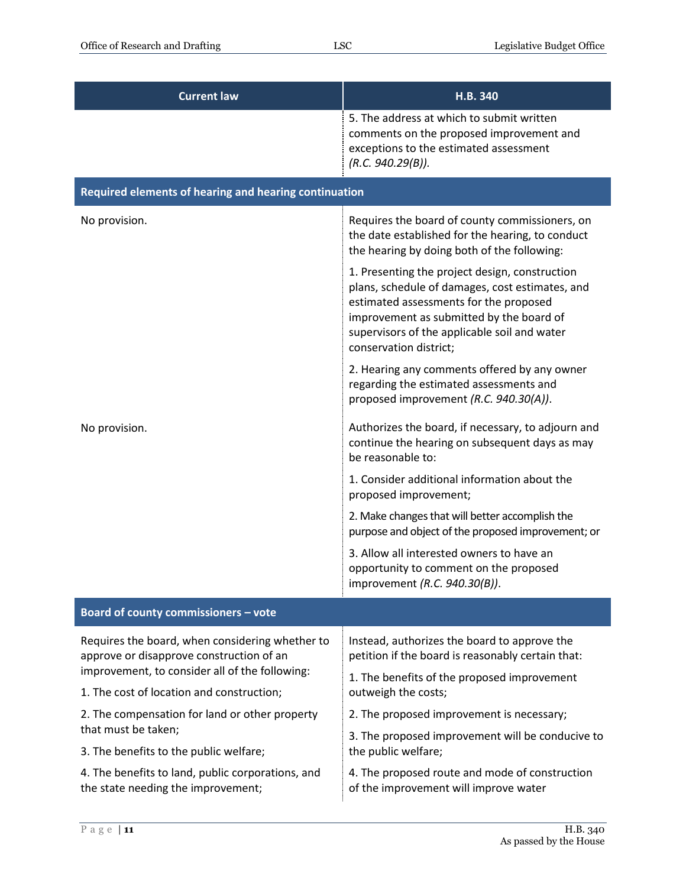| Current law | H.B. 340 |
|---|---|
| | 5. The address at which to submit written comments on the proposed improvement and exceptions to the estimated assessment *(R.C. 940.29(B))*. |
| **Required elements of hearing and hearing continuation** | |
| No provision. | Requires the board of county commissioners, on the date established for the hearing, to conduct the hearing by doing both of the following:<br>1. Presenting the project design, construction plans, schedule of damages, cost estimates, and estimated assessments for the proposed improvement as submitted by the board of supervisors of the applicable soil and water conservation district;<br>2. Hearing any comments offered by any owner regarding the estimated assessments and proposed improvement *(R.C. 940.30(A))*. |
| No provision. | Authorizes the board, if necessary, to adjourn and continue the hearing on subsequent days as may be reasonable to:<br>1. Consider additional information about the proposed improvement;<br>2. Make changes that will better accomplish the purpose and object of the proposed improvement; or<br>3. Allow all interested owners to have an opportunity to comment on the proposed improvement *(R.C. 940.30(B))*. |
| **Board of county commissioners – vote** | |
| Requires the board, when considering whether to approve or disapprove construction of an improvement, to consider all of the following:<br>1. The cost of location and construction;<br>2. The compensation for land or other property that must be taken;<br>3. The benefits to the public welfare;<br>4. The benefits to land, public corporations, and the state needing the improvement; | Instead, authorizes the board to approve the petition if the board is reasonably certain that:<br>1. The benefits of the proposed improvement outweigh the costs;<br>2. The proposed improvement is necessary;<br>3. The proposed improvement will be conducive to the public welfare;<br>4. The proposed route and mode of construction of the improvement will improve water |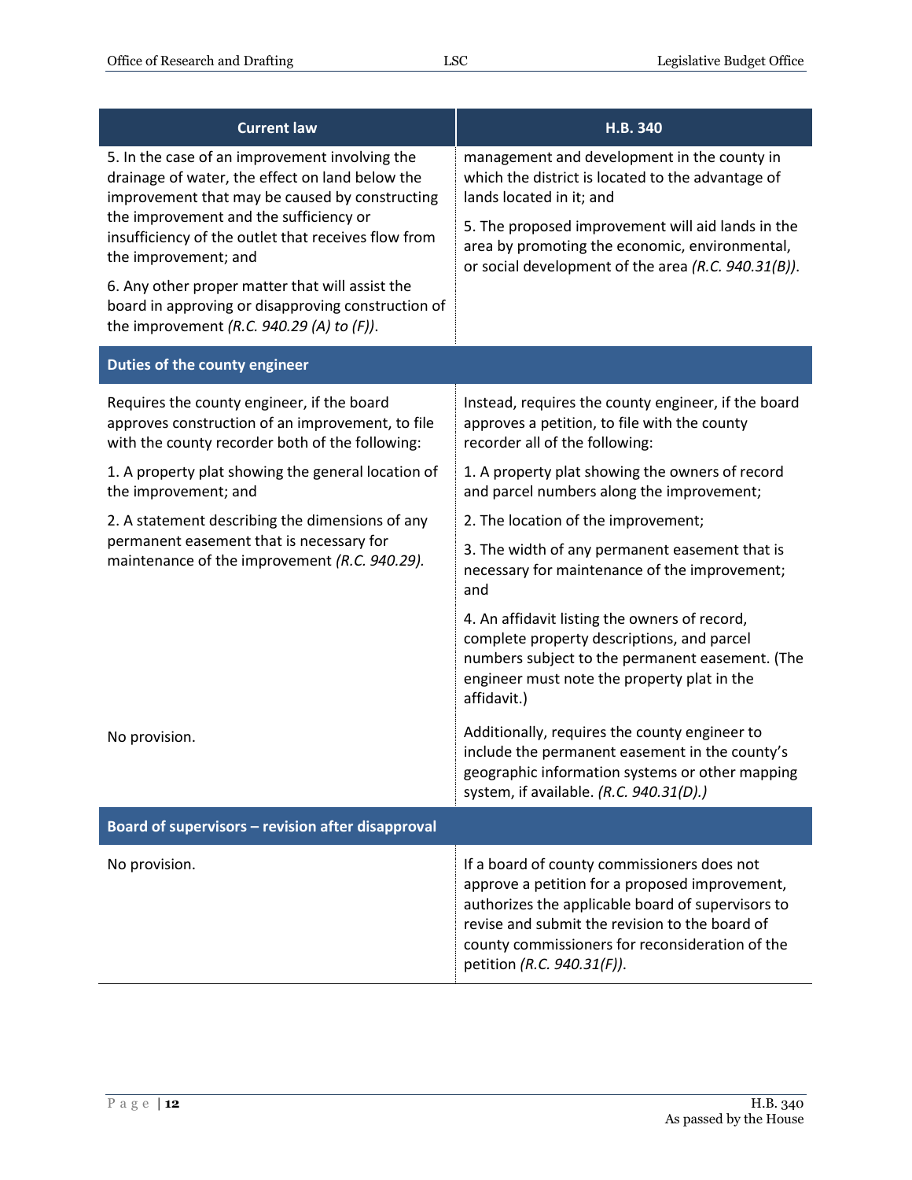| Current law | H.B. 340 |
|---|---|
| 5. In the case of an improvement involving the drainage of water, the effect on land below the improvement that may be caused by constructing the improvement and the sufficiency or insufficiency of the outlet that receives flow from the improvement; and<br><br>6. Any other proper matter that will assist the board in approving or disapproving construction of the improvement *(R.C. 940.29 (A) to (F))*. | management and development in the county in which the district is located to the advantage of lands located in it; and<br><br>5. The proposed improvement will aid lands in the area by promoting the economic, environmental, or social development of the area *(R.C. 940.31(B))*. |
| **Duties of the county engineer** | |
| Requires the county engineer, if the board approves construction of an improvement, to file with the county recorder both of the following:<br><br>1. A property plat showing the general location of the improvement; and<br><br>2. A statement describing the dimensions of any permanent easement that is necessary for maintenance of the improvement *(R.C. 940.29)*. | Instead, requires the county engineer, if the board approves a petition, to file with the county recorder all of the following:<br><br>1. A property plat showing the owners of record and parcel numbers along the improvement;<br><br>2. The location of the improvement;<br><br>3. The width of any permanent easement that is necessary for maintenance of the improvement; and<br><br>4. An affidavit listing the owners of record, complete property descriptions, and parcel numbers subject to the permanent easement. (The engineer must note the property plat in the affidavit.) |
| No provision. | Additionally, requires the county engineer to include the permanent easement in the county's geographic information systems or other mapping system, if available. *(R.C. 940.31(D).)* |
| **Board of supervisors – revision after disapproval** | |
| No provision. | If a board of county commissioners does not approve a petition for a proposed improvement, authorizes the applicable board of supervisors to revise and submit the revision to the board of county commissioners for reconsideration of the petition *(R.C. 940.31(F))*. |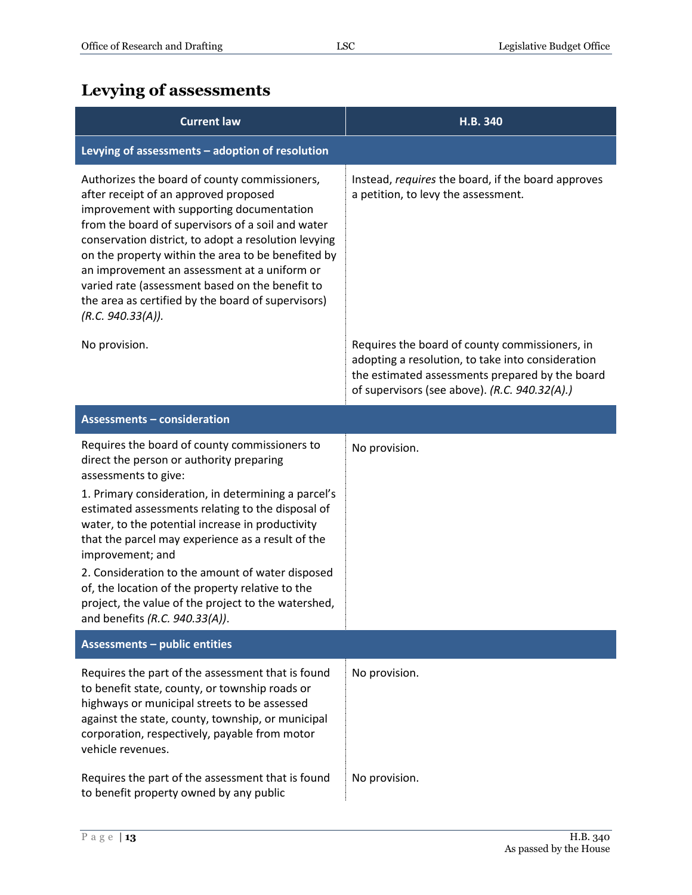## Levying of assessments

| Current law | H.B. 340 |
|---|---|
| **Levying of assessments – adoption of resolution** | |
| Authorizes the board of county commissioners, after receipt of an approved proposed improvement with supporting documentation from the board of supervisors of a soil and water conservation district, to adopt a resolution levying on the property within the area to be benefited by an improvement an assessment at a uniform or varied rate (assessment based on the benefit to the area as certified by the board of supervisors) *(R.C. 940.33(A))*. | Instead, *requires* the board, if the board approves a petition, to levy the assessment. |
| No provision. | Requires the board of county commissioners, in adopting a resolution, to take into consideration the estimated assessments prepared by the board of supervisors (see above). *(R.C. 940.32(A).)* |
| **Assessments – consideration** | |
| Requires the board of county commissioners to direct the person or authority preparing assessments to give:<br>1. Primary consideration, in determining a parcel's estimated assessments relating to the disposal of water, to the potential increase in productivity that the parcel may experience as a result of the improvement; and<br>2. Consideration to the amount of water disposed of, the location of the property relative to the project, the value of the project to the watershed, and benefits *(R.C. 940.33(A))*. | No provision. |
| **Assessments – public entities** | |
| Requires the part of the assessment that is found to benefit state, county, or township roads or highways or municipal streets to be assessed against the state, county, township, or municipal corporation, respectively, payable from motor vehicle revenues. | No provision. |
| Requires the part of the assessment that is found to benefit property owned by any public | No provision. |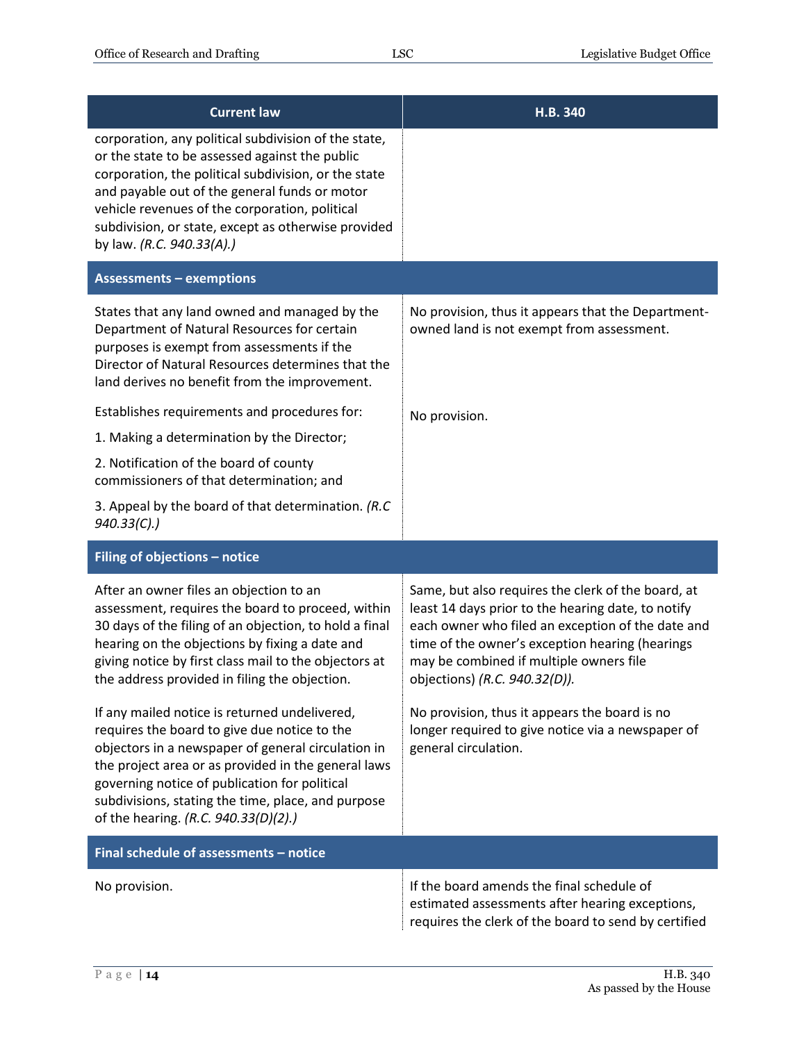| Current law | H.B. 340 |
|---|---|
| corporation, any political subdivision of the state, or the state to be assessed against the public corporation, the political subdivision, or the state and payable out of the general funds or motor vehicle revenues of the corporation, political subdivision, or state, except as otherwise provided by law. *(R.C. 940.33(A).)* | |
| **Assessments – exemptions** | |
| States that any land owned and managed by the Department of Natural Resources for certain purposes is exempt from assessments if the Director of Natural Resources determines that the land derives no benefit from the improvement. | No provision, thus it appears that the Department-owned land is not exempt from assessment. |
| Establishes requirements and procedures for:<br>1. Making a determination by the Director;<br>2. Notification of the board of county commissioners of that determination; and<br>3. Appeal by the board of that determination. *(R.C 940.33(C).)* | No provision. |
| **Filing of objections – notice** | |
| After an owner files an objection to an assessment, requires the board to proceed, within 30 days of the filing of an objection, to hold a final hearing on the objections by fixing a date and giving notice by first class mail to the objectors at the address provided in filing the objection. | Same, but also requires the clerk of the board, at least 14 days prior to the hearing date, to notify each owner who filed an exception of the date and time of the owner's exception hearing (hearings may be combined if multiple owners file objections) *(R.C. 940.32(D))*. |
| If any mailed notice is returned undelivered, requires the board to give due notice to the objectors in a newspaper of general circulation in the project area or as provided in the general laws governing notice of publication for political subdivisions, stating the time, place, and purpose of the hearing. *(R.C. 940.33(D)(2).)* | No provision, thus it appears the board is no longer required to give notice via a newspaper of general circulation. |
| **Final schedule of assessments – notice** | |
| No provision. | If the board amends the final schedule of estimated assessments after hearing exceptions, requires the clerk of the board to send by certified |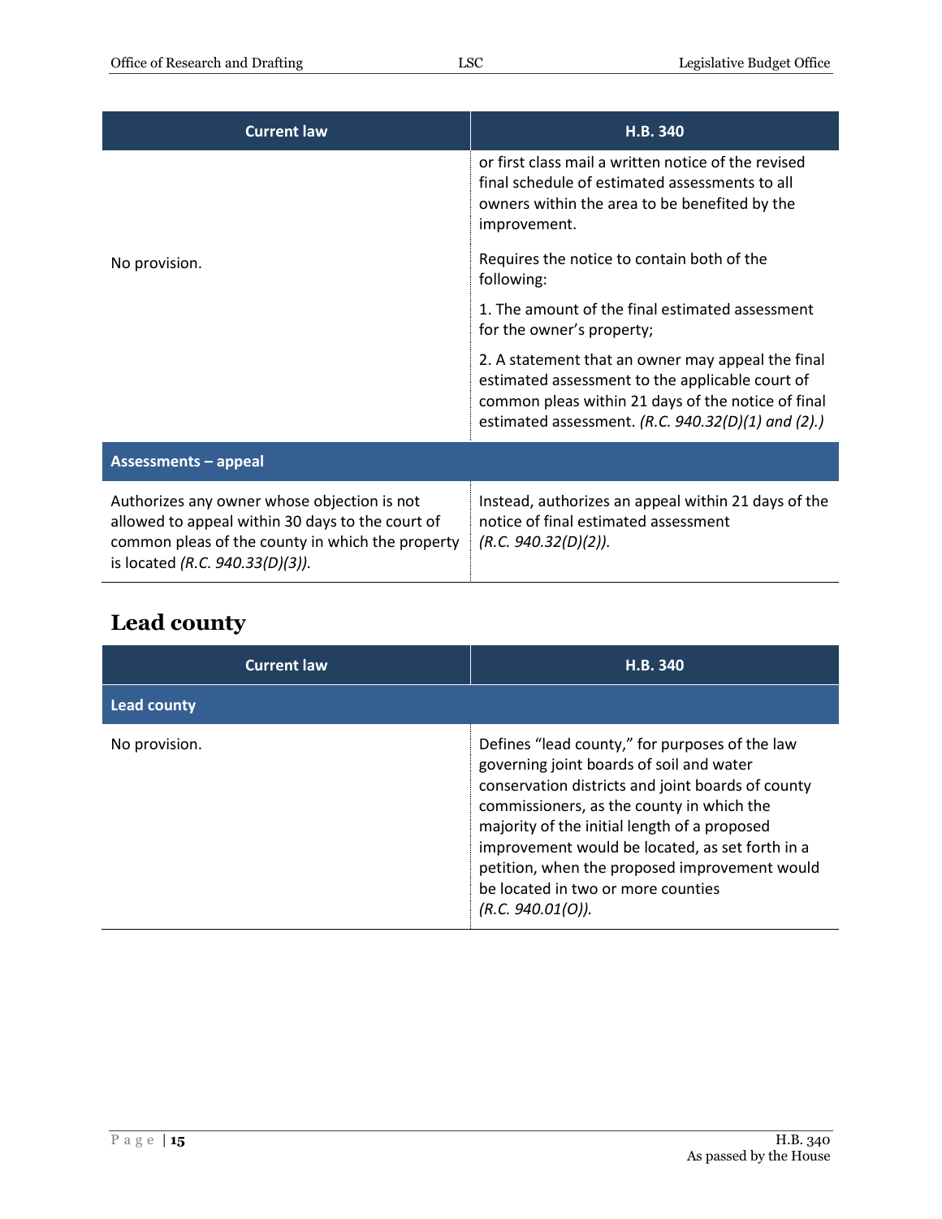| Current law | H.B. 340 |
|---|---|
| No provision. | or first class mail a written notice of the revised final schedule of estimated assessments to all owners within the area to be benefited by the improvement.<br><br>Requires the notice to contain both of the following:<br><br>1. The amount of the final estimated assessment for the owner's property;<br><br>2. A statement that an owner may appeal the final estimated assessment to the applicable court of common pleas within 21 days of the notice of final estimated assessment. *(R.C. 940.32(D)(1) and (2).)* |
| **Assessments – appeal** | |
| Authorizes any owner whose objection is not allowed to appeal within 30 days to the court of common pleas of the county in which the property is located *(R.C. 940.33(D)(3)).* | Instead, authorizes an appeal within 21 days of the notice of final estimated assessment *(R.C. 940.32(D)(2)).* |

## Lead county

| Current law | H.B. 340 |
|---|---|
| **Lead county** | |
| No provision. | Defines "lead county," for purposes of the law governing joint boards of soil and water conservation districts and joint boards of county commissioners, as the county in which the majority of the initial length of a proposed improvement would be located, as set forth in a petition, when the proposed improvement would be located in two or more counties *(R.C. 940.01(O)).* |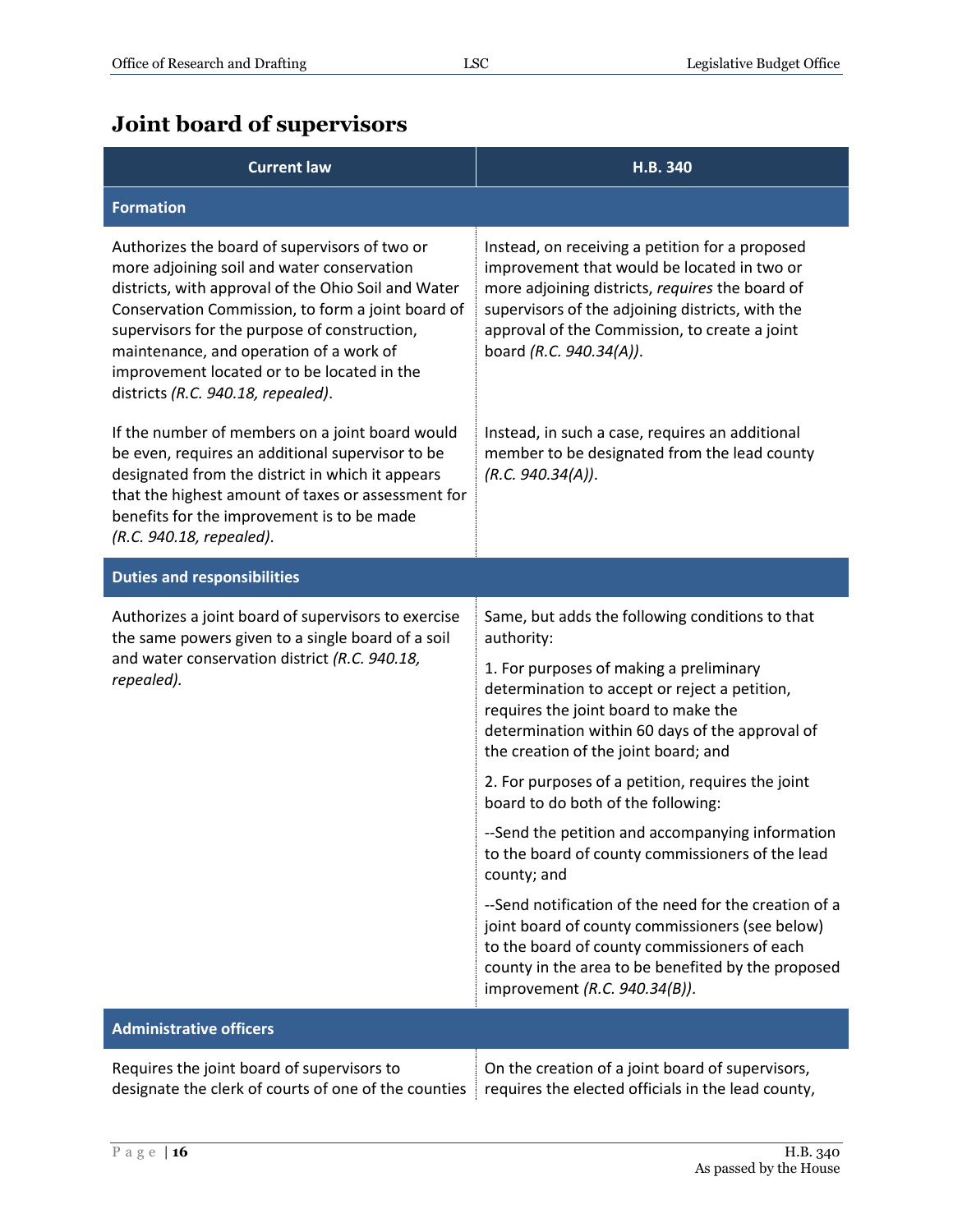## Joint board of supervisors

| Current law | H.B. 340 |
|---|---|
| **Formation** | |
| Authorizes the board of supervisors of two or more adjoining soil and water conservation districts, with approval of the Ohio Soil and Water Conservation Commission, to form a joint board of supervisors for the purpose of construction, maintenance, and operation of a work of improvement located or to be located in the districts *(R.C. 940.18, repealed)*. | Instead, on receiving a petition for a proposed improvement that would be located in two or more adjoining districts, *requires* the board of supervisors of the adjoining districts, with the approval of the Commission, to create a joint board *(R.C. 940.34(A))*. |
| If the number of members on a joint board would be even, requires an additional supervisor to be designated from the district in which it appears that the highest amount of taxes or assessment for benefits for the improvement is to be made *(R.C. 940.18, repealed)*. | Instead, in such a case, requires an additional member to be designated from the lead county *(R.C. 940.34(A))*. |
| **Duties and responsibilities** | |
| Authorizes a joint board of supervisors to exercise the same powers given to a single board of a soil and water conservation district *(R.C. 940.18, repealed).* | Same, but adds the following conditions to that authority:<br><br>1. For purposes of making a preliminary determination to accept or reject a petition, requires the joint board to make the determination within 60 days of the approval of the creation of the joint board; and<br><br>2. For purposes of a petition, requires the joint board to do both of the following:<br><br>--Send the petition and accompanying information to the board of county commissioners of the lead county; and<br><br>--Send notification of the need for the creation of a joint board of county commissioners (see below) to the board of county commissioners of each county in the area to be benefited by the proposed improvement *(R.C. 940.34(B))*. |
| **Administrative officers** | |
| Requires the joint board of supervisors to designate the clerk of courts of one of the counties | On the creation of a joint board of supervisors, requires the elected officials in the lead county, |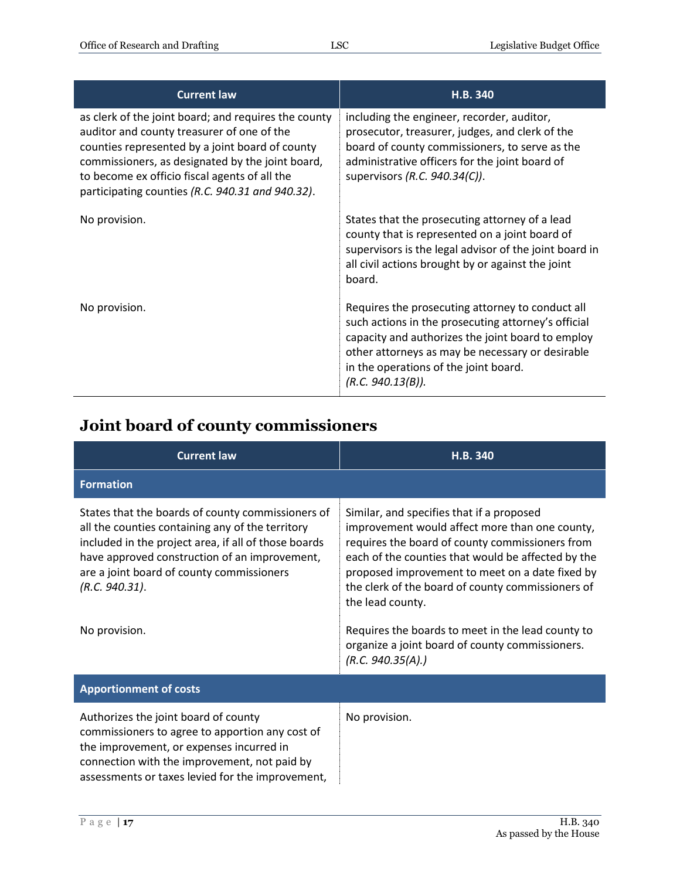| Current law | H.B. 340 |
|---|---|
| as clerk of the joint board; and requires the county auditor and county treasurer of one of the counties represented by a joint board of county commissioners, as designated by the joint board, to become ex officio fiscal agents of all the participating counties *(R.C. 940.31 and 940.32)*. | including the engineer, recorder, auditor, prosecutor, treasurer, judges, and clerk of the board of county commissioners, to serve as the administrative officers for the joint board of supervisors *(R.C. 940.34(C))*. |
| No provision. | States that the prosecuting attorney of a lead county that is represented on a joint board of supervisors is the legal advisor of the joint board in all civil actions brought by or against the joint board. |
| No provision. | Requires the prosecuting attorney to conduct all such actions in the prosecuting attorney's official capacity and authorizes the joint board to employ other attorneys as may be necessary or desirable in the operations of the joint board. *(R.C. 940.13(B)).* |

## Joint board of county commissioners

| Current law | H.B. 340 |
|---|---|
| **Formation** | |
| States that the boards of county commissioners of all the counties containing any of the territory included in the project area, if all of those boards have approved construction of an improvement, are a joint board of county commissioners *(R.C. 940.31)*. | Similar, and specifies that if a proposed improvement would affect more than one county, requires the board of county commissioners from each of the counties that would be affected by the proposed improvement to meet on a date fixed by the clerk of the board of county commissioners of the lead county. |
| No provision. | Requires the boards to meet in the lead county to organize a joint board of county commissioners. *(R.C. 940.35(A).)* |
| **Apportionment of costs** | |
| Authorizes the joint board of county commissioners to agree to apportion any cost of the improvement, or expenses incurred in connection with the improvement, not paid by assessments or taxes levied for the improvement, | No provision. |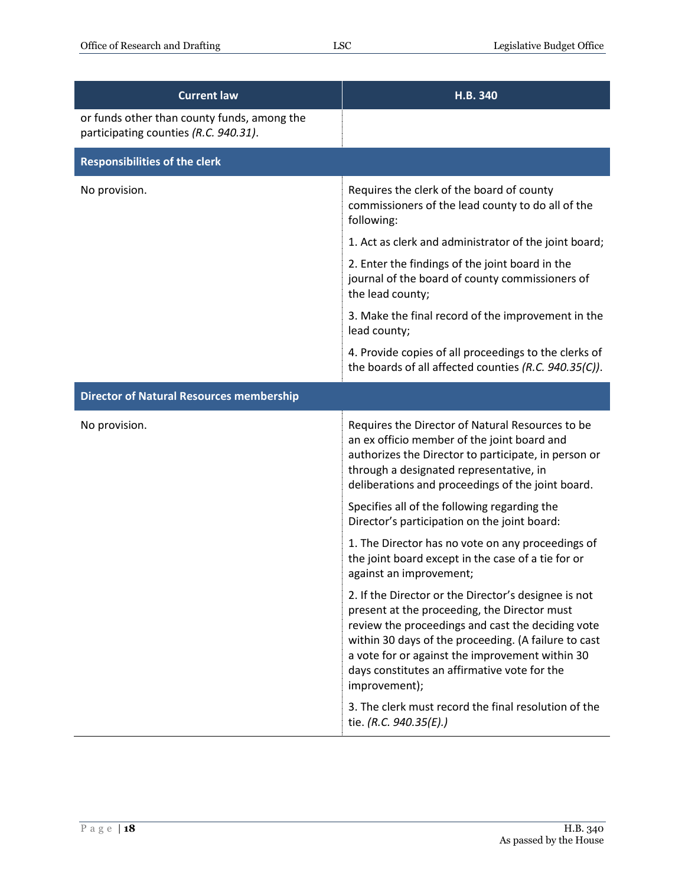| Current law | H.B. 340 |
|---|---|
| or funds other than county funds, among the participating counties *(R.C. 940.31)*. | |
| **Responsibilities of the clerk** | |
| No provision. | Requires the clerk of the board of county commissioners of the lead county to do all of the following:<br><br>1. Act as clerk and administrator of the joint board;<br><br>2. Enter the findings of the joint board in the journal of the board of county commissioners of the lead county;<br><br>3. Make the final record of the improvement in the lead county;<br><br>4. Provide copies of all proceedings to the clerks of the boards of all affected counties *(R.C. 940.35(C))*. |
| **Director of Natural Resources membership** | |
| No provision. | Requires the Director of Natural Resources to be an ex officio member of the joint board and authorizes the Director to participate, in person or through a designated representative, in deliberations and proceedings of the joint board.<br><br>Specifies all of the following regarding the Director's participation on the joint board:<br><br>1. The Director has no vote on any proceedings of the joint board except in the case of a tie for or against an improvement;<br><br>2. If the Director or the Director's designee is not present at the proceeding, the Director must review the proceedings and cast the deciding vote within 30 days of the proceeding. (A failure to cast a vote for or against the improvement within 30 days constitutes an affirmative vote for the improvement);<br><br>3. The clerk must record the final resolution of the tie. *(R.C. 940.35(E).)* |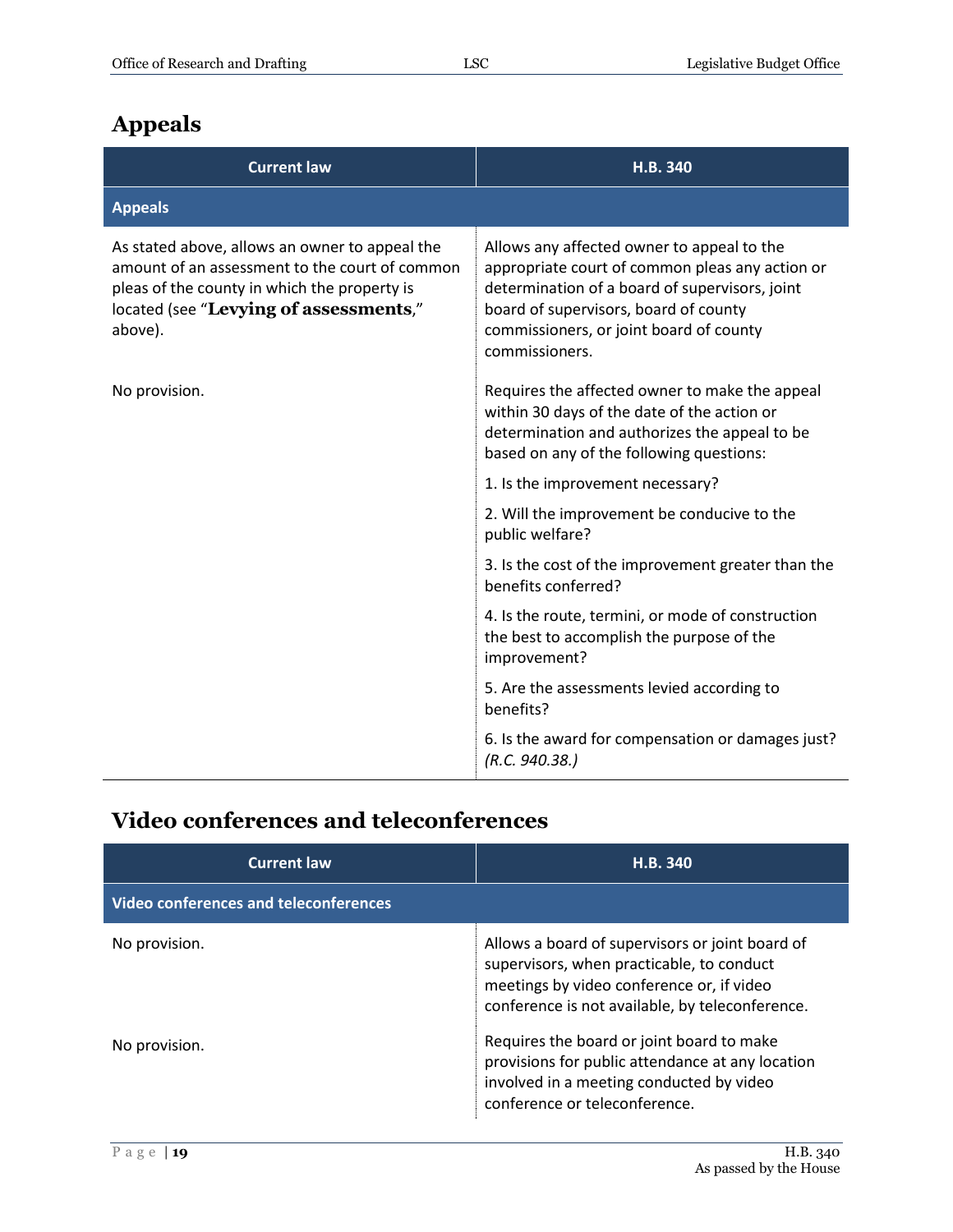## Appeals

| Current law | H.B. 340 |
|---|---|
| **Appeals** | |
| As stated above, allows an owner to appeal the amount of an assessment to the court of common pleas of the county in which the property is located (see "**Levying of assessments**," above). | Allows any affected owner to appeal to the appropriate court of common pleas any action or determination of a board of supervisors, joint board of supervisors, board of county commissioners, or joint board of county commissioners. |
| No provision. | Requires the affected owner to make the appeal within 30 days of the date of the action or determination and authorizes the appeal to be based on any of the following questions:<br>1. Is the improvement necessary?<br>2. Will the improvement be conducive to the public welfare?<br>3. Is the cost of the improvement greater than the benefits conferred?<br>4. Is the route, termini, or mode of construction the best to accomplish the purpose of the improvement?<br>5. Are the assessments levied according to benefits?<br>6. Is the award for compensation or damages just? *(R.C. 940.38.)* |

## Video conferences and teleconferences

| Current law | H.B. 340 |
|---|---|
| **Video conferences and teleconferences** | |
| No provision. | Allows a board of supervisors or joint board of supervisors, when practicable, to conduct meetings by video conference or, if video conference is not available, by teleconference. |
| No provision. | Requires the board or joint board to make provisions for public attendance at any location involved in a meeting conducted by video conference or teleconference. |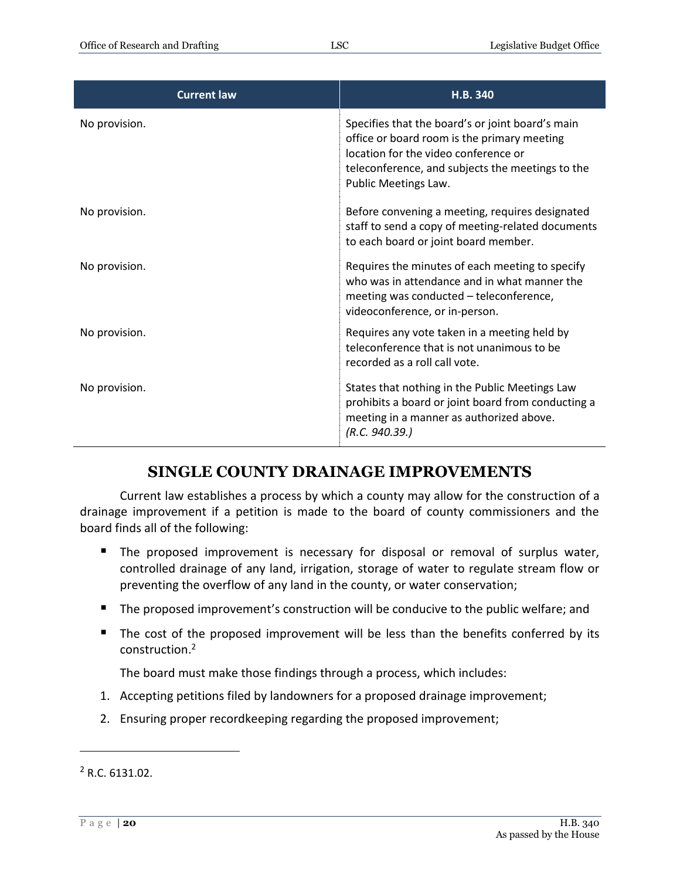| Current law | H.B. 340 |
|---|---|
| No provision. | Specifies that the board's or joint board's main office or board room is the primary meeting location for the video conference or teleconference, and subjects the meetings to the Public Meetings Law. |
| No provision. | Before convening a meeting, requires designated staff to send a copy of meeting-related documents to each board or joint board member. |
| No provision. | Requires the minutes of each meeting to specify who was in attendance and in what manner the meeting was conducted – teleconference, videoconference, or in-person. |
| No provision. | Requires any vote taken in a meeting held by teleconference that is not unanimous to be recorded as a roll call vote. |
| No provision. | States that nothing in the Public Meetings Law prohibits a board or joint board from conducting a meeting in a manner as authorized above. *(R.C. 940.39.)* |

## SINGLE COUNTY DRAINAGE IMPROVEMENTS

Current law establishes a process by which a county may allow for the construction of a drainage improvement if a petition is made to the board of county commissioners and the board finds all of the following:

- The proposed improvement is necessary for disposal or removal of surplus water, controlled drainage of any land, irrigation, storage of water to regulate stream flow or preventing the overflow of any land in the county, or water conservation;
- The proposed improvement's construction will be conducive to the public welfare; and
- The cost of the proposed improvement will be less than the benefits conferred by its construction.[2]

The board must make those findings through a process, which includes:

1. Accepting petitions filed by landowners for a proposed drainage improvement;
2. Ensuring proper recordkeeping regarding the proposed improvement;

[2] R.C. 6131.02.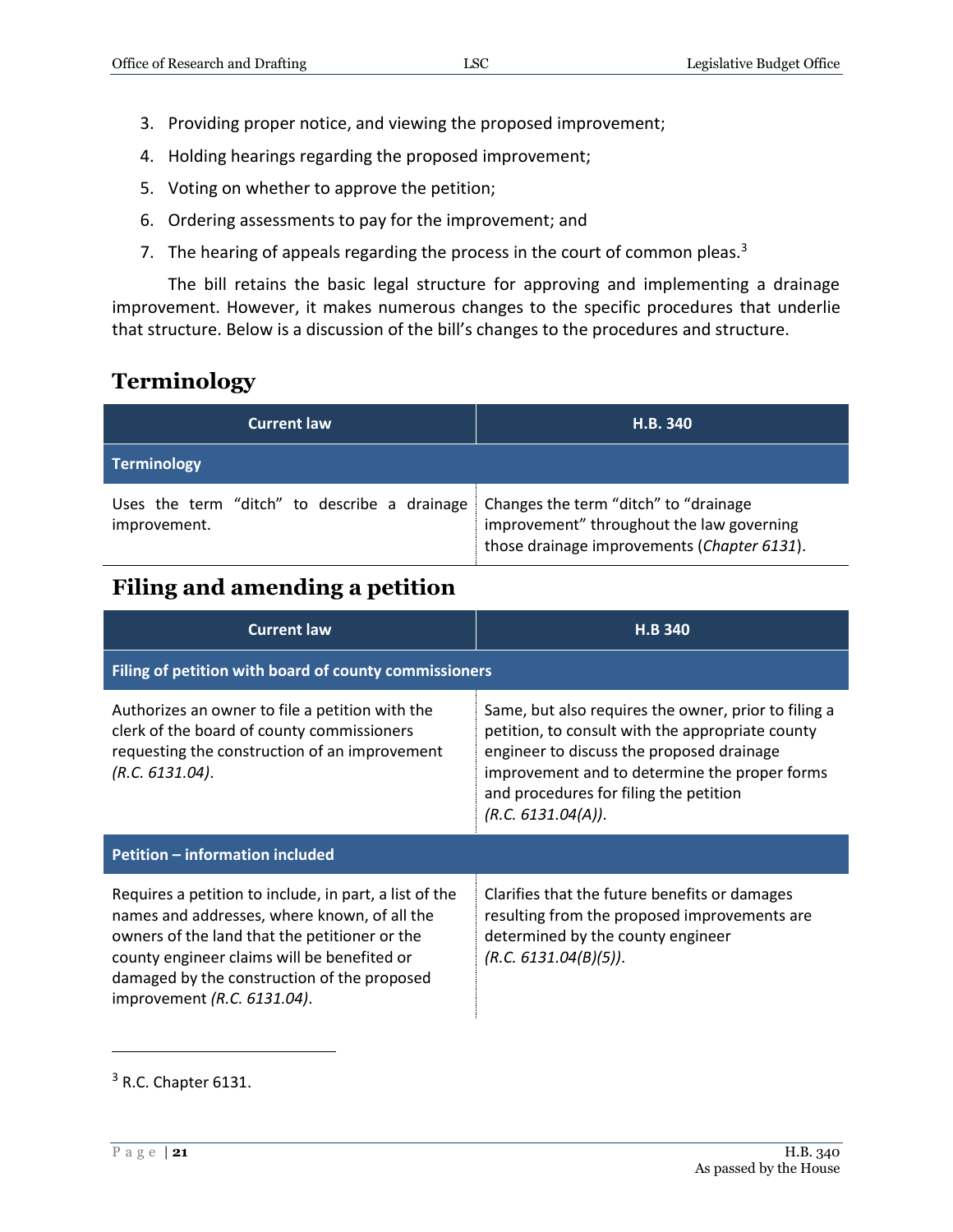3. Providing proper notice, and viewing the proposed improvement;
4. Holding hearings regarding the proposed improvement;
5. Voting on whether to approve the petition;
6. Ordering assessments to pay for the improvement; and
7. The hearing of appeals regarding the process in the court of common pleas.[3]

The bill retains the basic legal structure for approving and implementing a drainage improvement. However, it makes numerous changes to the specific procedures that underlie that structure. Below is a discussion of the bill's changes to the procedures and structure.

## Terminology

| Current law | H.B. 340 |
|---|---|
| **Terminology** | |
| Uses the term "ditch" to describe a drainage improvement. | Changes the term "ditch" to "drainage improvement" throughout the law governing those drainage improvements (*Chapter 6131*). |

## Filing and amending a petition

| Current law | H.B 340 |
|---|---|
| **Filing of petition with board of county commissioners** | |
| Authorizes an owner to file a petition with the clerk of the board of county commissioners requesting the construction of an improvement *(R.C. 6131.04)*. | Same, but also requires the owner, prior to filing a petition, to consult with the appropriate county engineer to discuss the proposed drainage improvement and to determine the proper forms and procedures for filing the petition *(R.C. 6131.04(A))*. |
| **Petition – information included** | |
| Requires a petition to include, in part, a list of the names and addresses, where known, of all the owners of the land that the petitioner or the county engineer claims will be benefited or damaged by the construction of the proposed improvement *(R.C. 6131.04)*. | Clarifies that the future benefits or damages resulting from the proposed improvements are determined by the county engineer *(R.C. 6131.04(B)(5))*. |

[3] R.C. Chapter 6131.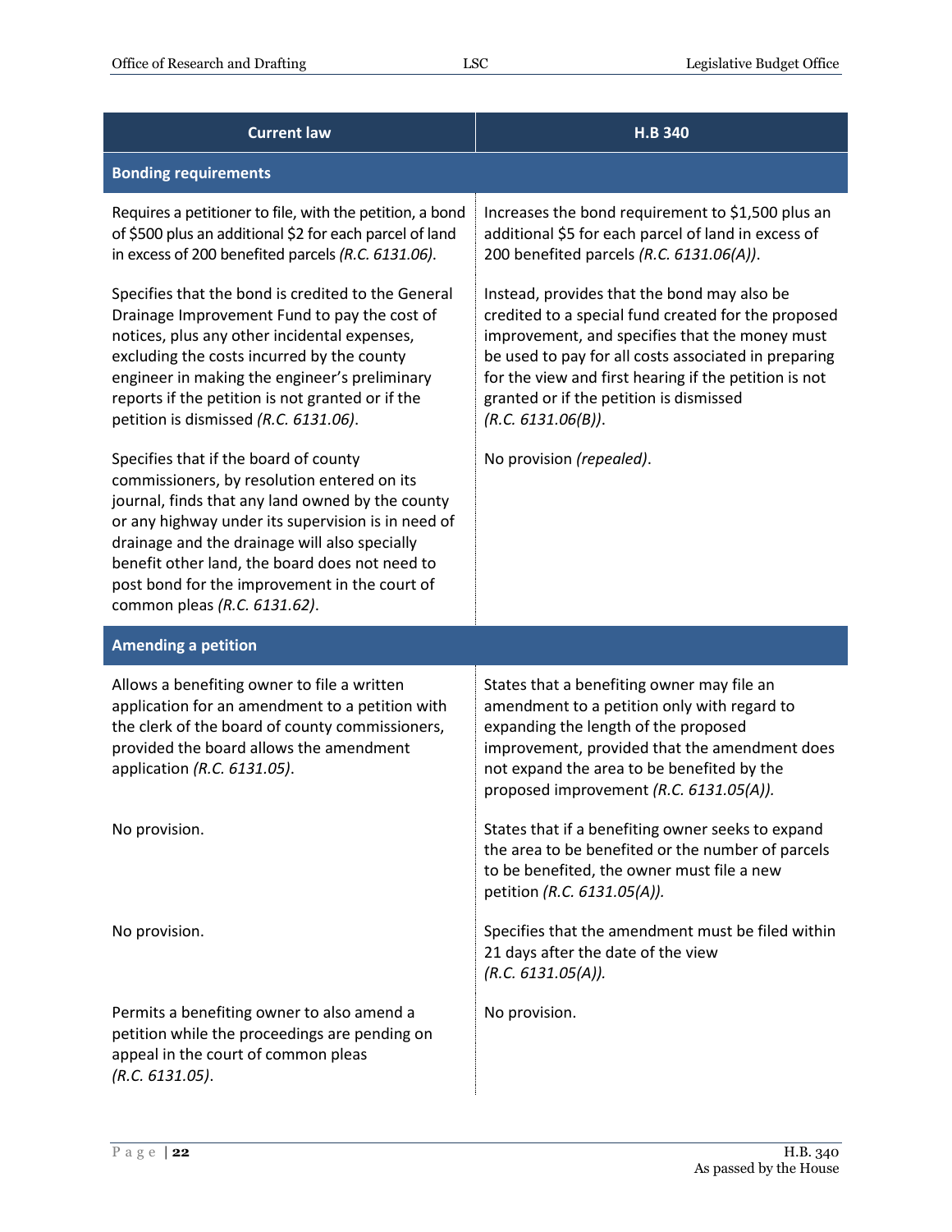| Current law | H.B 340 |
|---|---|
| **Bonding requirements** | |
| Requires a petitioner to file, with the petition, a bond of $500 plus an additional $2 for each parcel of land in excess of 200 benefited parcels *(R.C. 6131.06)*. | Increases the bond requirement to $1,500 plus an additional $5 for each parcel of land in excess of 200 benefited parcels *(R.C. 6131.06(A))*. |
| Specifies that the bond is credited to the General Drainage Improvement Fund to pay the cost of notices, plus any other incidental expenses, excluding the costs incurred by the county engineer in making the engineer's preliminary reports if the petition is not granted or if the petition is dismissed *(R.C. 6131.06)*. | Instead, provides that the bond may also be credited to a special fund created for the proposed improvement, and specifies that the money must be used to pay for all costs associated in preparing for the view and first hearing if the petition is not granted or if the petition is dismissed *(R.C. 6131.06(B))*. |
| Specifies that if the board of county commissioners, by resolution entered on its journal, finds that any land owned by the county or any highway under its supervision is in need of drainage and the drainage will also specially benefit other land, the board does not need to post bond for the improvement in the court of common pleas *(R.C. 6131.62)*. | No provision *(repealed)*. |
| **Amending a petition** | |
| Allows a benefiting owner to file a written application for an amendment to a petition with the clerk of the board of county commissioners, provided the board allows the amendment application *(R.C. 6131.05)*. | States that a benefiting owner may file an amendment to a petition only with regard to expanding the length of the proposed improvement, provided that the amendment does not expand the area to be benefited by the proposed improvement *(R.C. 6131.05(A)).* |
| No provision. | States that if a benefiting owner seeks to expand the area to be benefited or the number of parcels to be benefited, the owner must file a new petition *(R.C. 6131.05(A)).* |
| No provision. | Specifies that the amendment must be filed within 21 days after the date of the view *(R.C. 6131.05(A)).* |
| Permits a benefiting owner to also amend a petition while the proceedings are pending on appeal in the court of common pleas *(R.C. 6131.05)*. | No provision. |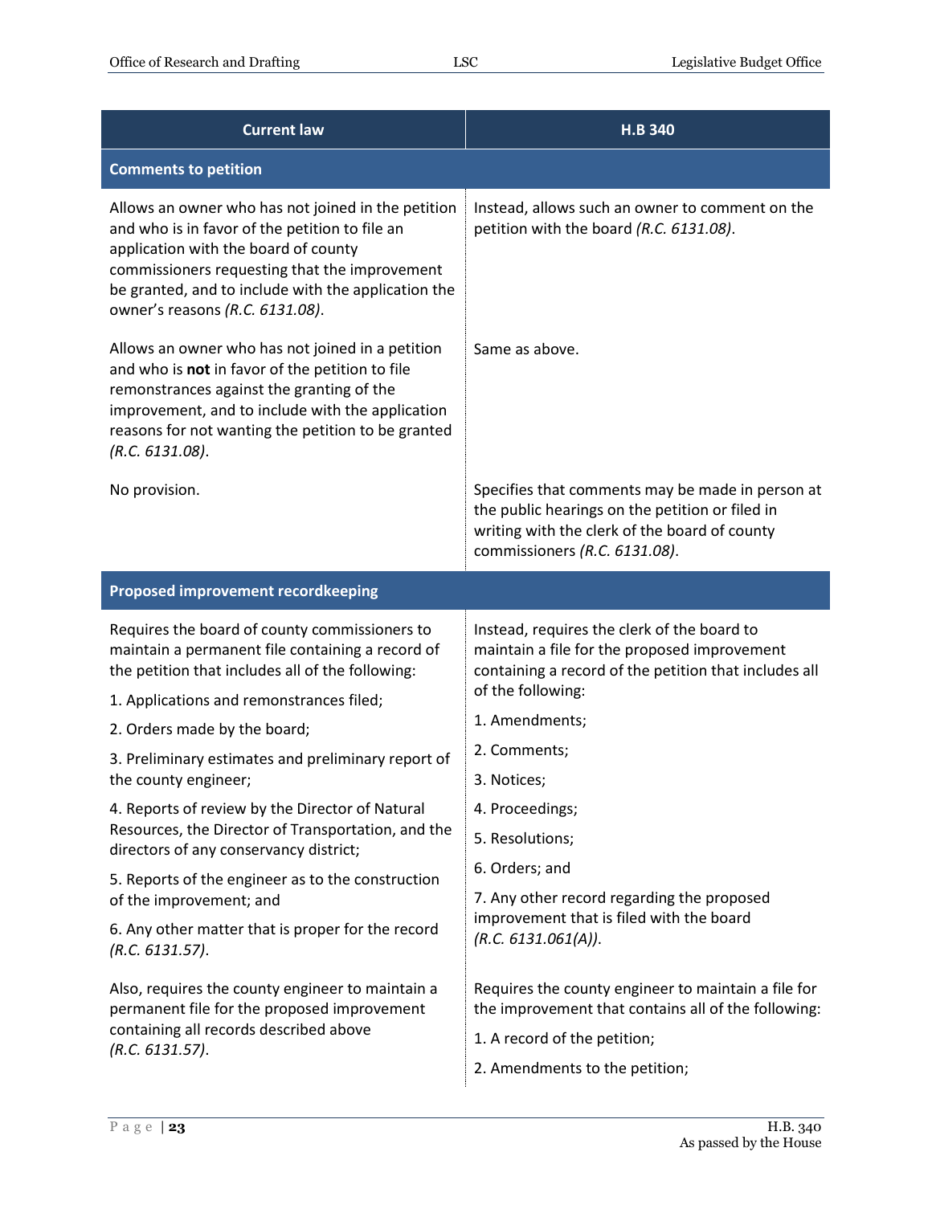| Current law | H.B 340 |
|---|---|
| **Comments to petition** | |
| Allows an owner who has not joined in the petition and who is in favor of the petition to file an application with the board of county commissioners requesting that the improvement be granted, and to include with the application the owner's reasons *(R.C. 6131.08)*. | Instead, allows such an owner to comment on the petition with the board *(R.C. 6131.08)*. |
| Allows an owner who has not joined in a petition and who is **not** in favor of the petition to file remonstrances against the granting of the improvement, and to include with the application reasons for not wanting the petition to be granted *(R.C. 6131.08)*. | Same as above. |
| No provision. | Specifies that comments may be made in person at the public hearings on the petition or filed in writing with the clerk of the board of county commissioners *(R.C. 6131.08)*. |
| **Proposed improvement recordkeeping** | |
| Requires the board of county commissioners to maintain a permanent file containing a record of the petition that includes all of the following:<br>1. Applications and remonstrances filed;<br>2. Orders made by the board;<br>3. Preliminary estimates and preliminary report of the county engineer;<br>4. Reports of review by the Director of Natural Resources, the Director of Transportation, and the directors of any conservancy district;<br>5. Reports of the engineer as to the construction of the improvement; and<br>6. Any other matter that is proper for the record *(R.C. 6131.57)*. | Instead, requires the clerk of the board to maintain a file for the proposed improvement containing a record of the petition that includes all of the following:<br>1. Amendments;<br>2. Comments;<br>3. Notices;<br>4. Proceedings;<br>5. Resolutions;<br>6. Orders; and<br>7. Any other record regarding the proposed improvement that is filed with the board *(R.C. 6131.061(A))*. |
| Also, requires the county engineer to maintain a permanent file for the proposed improvement containing all records described above *(R.C. 6131.57)*. | Requires the county engineer to maintain a file for the improvement that contains all of the following:<br>1. A record of the petition;<br>2. Amendments to the petition; |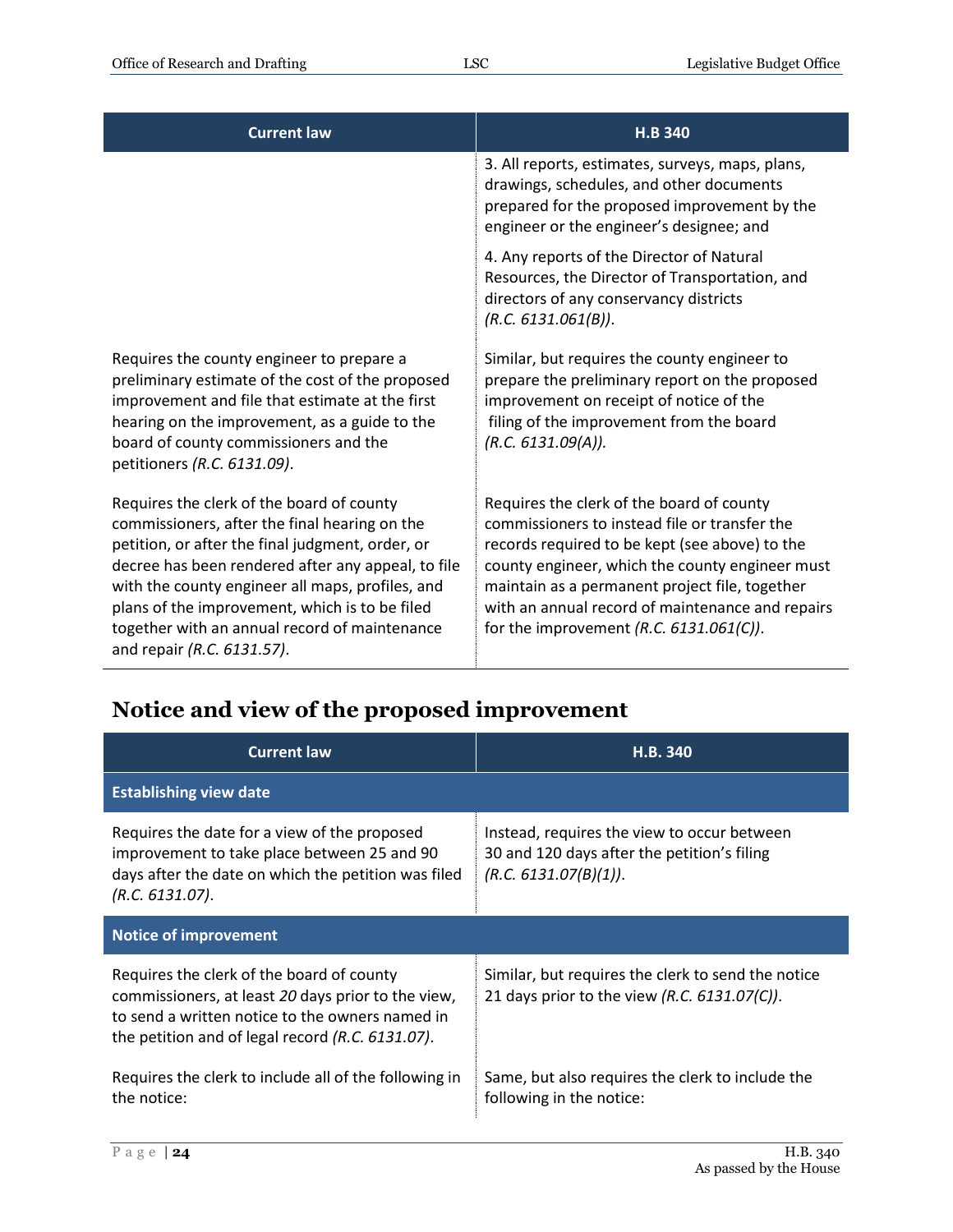| Current law | H.B 340 |
|---|---|
| | 3. All reports, estimates, surveys, maps, plans, drawings, schedules, and other documents prepared for the proposed improvement by the engineer or the engineer's designee; and |
| | 4. Any reports of the Director of Natural Resources, the Director of Transportation, and directors of any conservancy districts *(R.C. 6131.061(B))*. |
| Requires the county engineer to prepare a preliminary estimate of the cost of the proposed improvement and file that estimate at the first hearing on the improvement, as a guide to the board of county commissioners and the petitioners *(R.C. 6131.09)*. | Similar, but requires the county engineer to prepare the preliminary report on the proposed improvement on receipt of notice of the filing of the improvement from the board *(R.C. 6131.09(A))*. |
| Requires the clerk of the board of county commissioners, after the final hearing on the petition, or after the final judgment, order, or decree has been rendered after any appeal, to file with the county engineer all maps, profiles, and plans of the improvement, which is to be filed together with an annual record of maintenance and repair *(R.C. 6131.57)*. | Requires the clerk of the board of county commissioners to instead file or transfer the records required to be kept (see above) to the county engineer, which the county engineer must maintain as a permanent project file, together with an annual record of maintenance and repairs for the improvement *(R.C. 6131.061(C))*. |

## Notice and view of the proposed improvement

| Current law | H.B. 340 |
|---|---|
| **Establishing view date** | |
| Requires the date for a view of the proposed improvement to take place between 25 and 90 days after the date on which the petition was filed *(R.C. 6131.07)*. | Instead, requires the view to occur between 30 and 120 days after the petition's filing *(R.C. 6131.07(B)(1))*. |
| **Notice of improvement** | |
| Requires the clerk of the board of county commissioners, at least *20* days prior to the view, to send a written notice to the owners named in the petition and of legal record *(R.C. 6131.07)*. | Similar, but requires the clerk to send the notice 21 days prior to the view *(R.C. 6131.07(C))*. |
| Requires the clerk to include all of the following in the notice: | Same, but also requires the clerk to include the following in the notice: |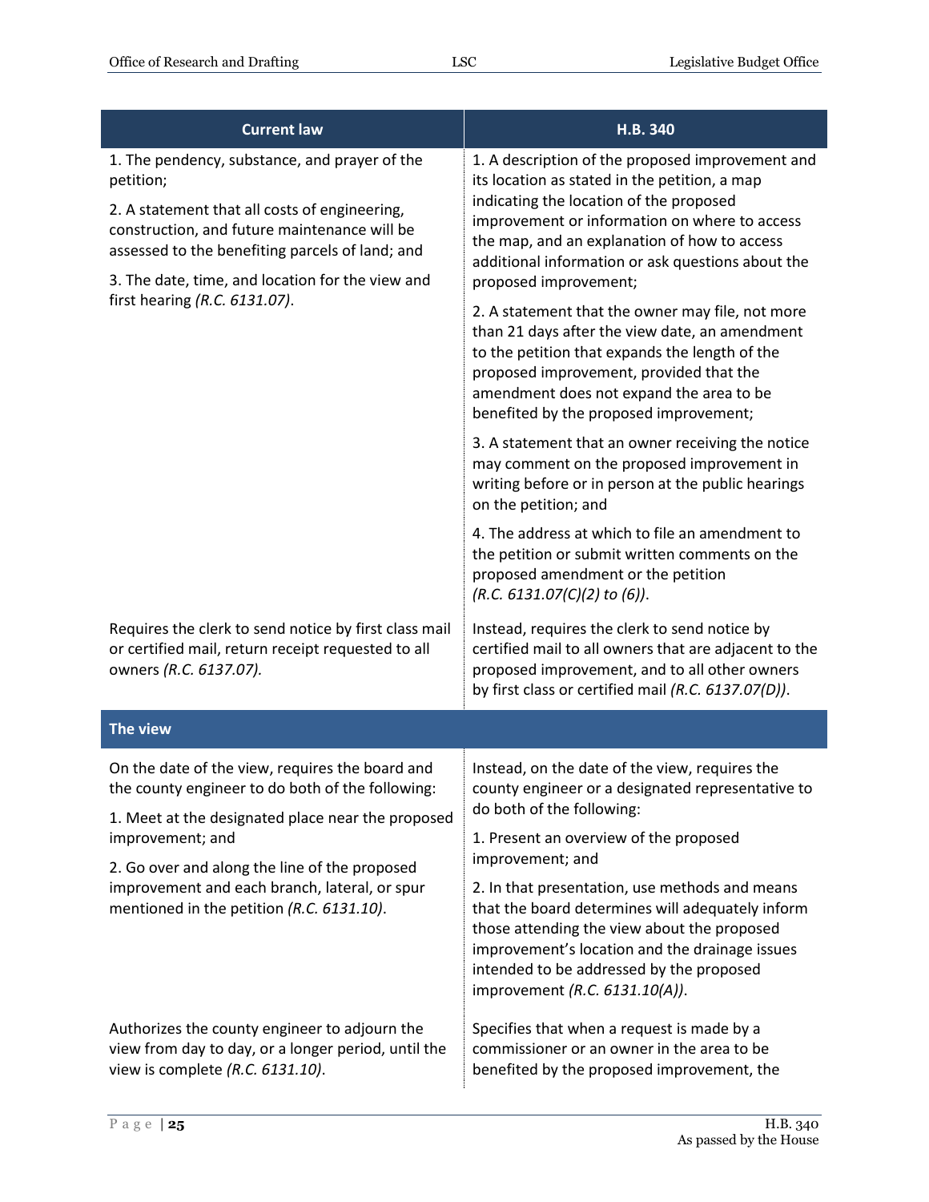| Current law | H.B. 340 |
|---|---|
| 1. The pendency, substance, and prayer of the petition;<br><br>2. A statement that all costs of engineering, construction, and future maintenance will be assessed to the benefiting parcels of land; and<br><br>3. The date, time, and location for the view and first hearing *(R.C. 6131.07)*. | 1. A description of the proposed improvement and its location as stated in the petition, a map indicating the location of the proposed improvement or information on where to access the map, and an explanation of how to access additional information or ask questions about the proposed improvement;<br><br>2. A statement that the owner may file, not more than 21 days after the view date, an amendment to the petition that expands the length of the proposed improvement, provided that the amendment does not expand the area to be benefited by the proposed improvement;<br><br>3. A statement that an owner receiving the notice may comment on the proposed improvement in writing before or in person at the public hearings on the petition; and<br><br>4. The address at which to file an amendment to the petition or submit written comments on the proposed amendment or the petition *(R.C. 6131.07(C)(2) to (6))*. |
| Requires the clerk to send notice by first class mail or certified mail, return receipt requested to all owners *(R.C. 6137.07).* | Instead, requires the clerk to send notice by certified mail to all owners that are adjacent to the proposed improvement, and to all other owners by first class or certified mail *(R.C. 6137.07(D))*. |
| **The view** | |
| On the date of the view, requires the board and the county engineer to do both of the following:<br><br>1. Meet at the designated place near the proposed improvement; and<br><br>2. Go over and along the line of the proposed improvement and each branch, lateral, or spur mentioned in the petition *(R.C. 6131.10)*. | Instead, on the date of the view, requires the county engineer or a designated representative to do both of the following:<br><br>1. Present an overview of the proposed improvement; and<br><br>2. In that presentation, use methods and means that the board determines will adequately inform those attending the view about the proposed improvement's location and the drainage issues intended to be addressed by the proposed improvement *(R.C. 6131.10(A))*. |
| Authorizes the county engineer to adjourn the view from day to day, or a longer period, until the view is complete *(R.C. 6131.10)*. | Specifies that when a request is made by a commissioner or an owner in the area to be benefited by the proposed improvement, the |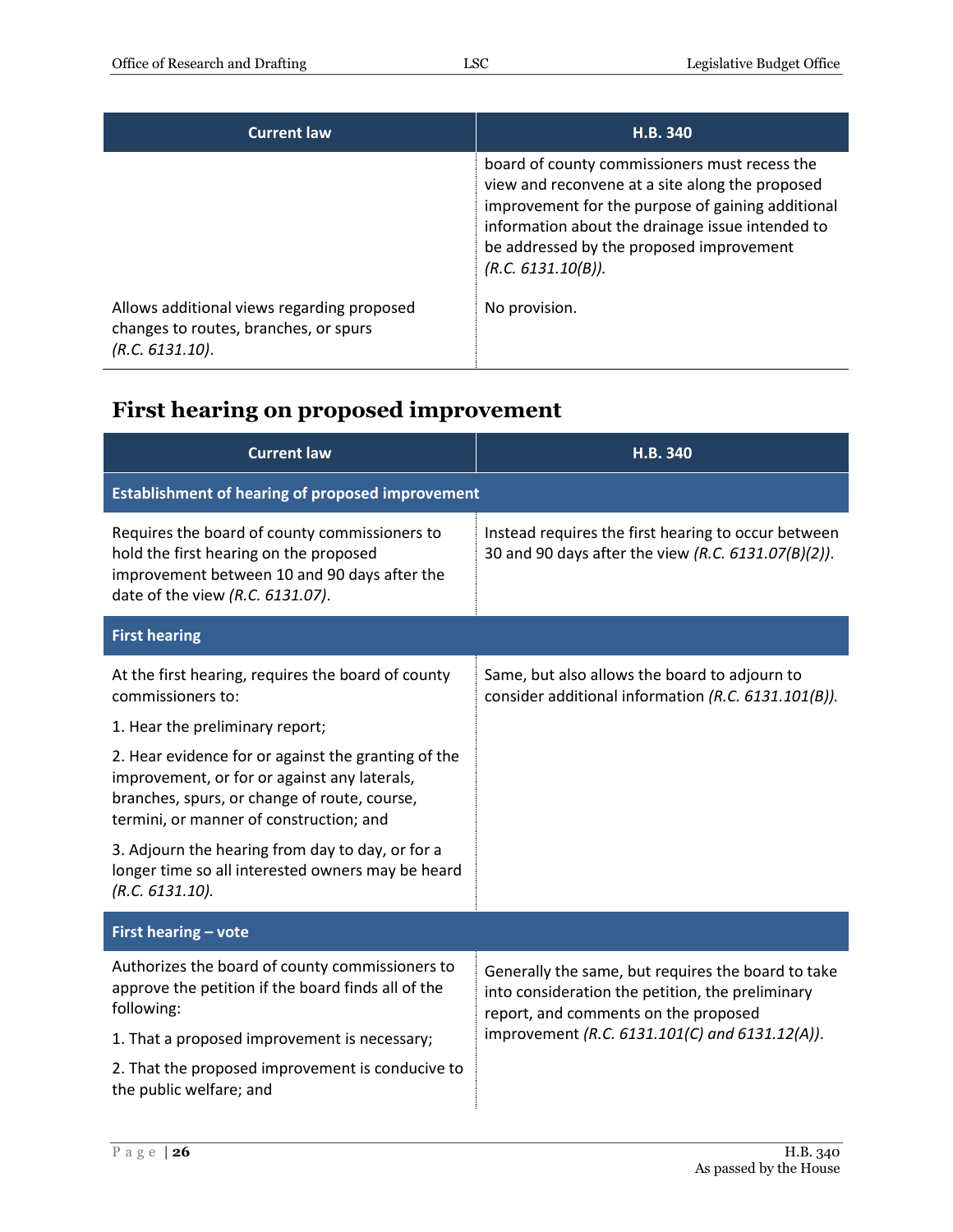| Current law | H.B. 340 |
|---|---|
| | board of county commissioners must recess the view and reconvene at a site along the proposed improvement for the purpose of gaining additional information about the drainage issue intended to be addressed by the proposed improvement *(R.C. 6131.10(B))*. |
| Allows additional views regarding proposed changes to routes, branches, or spurs *(R.C. 6131.10)*. | No provision. |

## First hearing on proposed improvement

| Current law | H.B. 340 |
|---|---|
| **Establishment of hearing of proposed improvement** | |
| Requires the board of county commissioners to hold the first hearing on the proposed improvement between 10 and 90 days after the date of the view *(R.C. 6131.07)*. | Instead requires the first hearing to occur between 30 and 90 days after the view *(R.C. 6131.07(B)(2))*. |
| **First hearing** | |
| At the first hearing, requires the board of county commissioners to:<br>1. Hear the preliminary report;<br>2. Hear evidence for or against the granting of the improvement, or for or against any laterals, branches, spurs, or change of route, course, termini, or manner of construction; and<br>3. Adjourn the hearing from day to day, or for a longer time so all interested owners may be heard *(R.C. 6131.10)*. | Same, but also allows the board to adjourn to consider additional information *(R.C. 6131.101(B))*. |
| **First hearing – vote** | |
| Authorizes the board of county commissioners to approve the petition if the board finds all of the following:<br>1. That a proposed improvement is necessary;<br>2. That the proposed improvement is conducive to the public welfare; and | Generally the same, but requires the board to take into consideration the petition, the preliminary report, and comments on the proposed improvement *(R.C. 6131.101(C) and 6131.12(A))*. |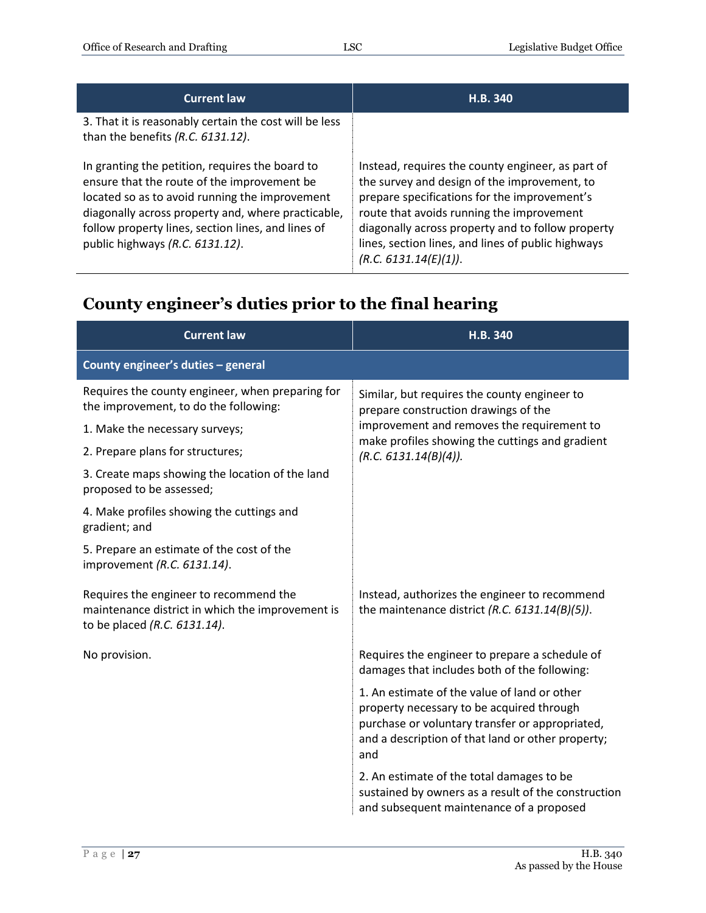| Current law | H.B. 340 |
|---|---|
| 3. That it is reasonably certain the cost will be less than the benefits *(R.C. 6131.12)*. | |
| In granting the petition, requires the board to ensure that the route of the improvement be located so as to avoid running the improvement diagonally across property and, where practicable, follow property lines, section lines, and lines of public highways *(R.C. 6131.12)*. | Instead, requires the county engineer, as part of the survey and design of the improvement, to prepare specifications for the improvement's route that avoids running the improvement diagonally across property and to follow property lines, section lines, and lines of public highways *(R.C. 6131.14(E)(1))*. |

## County engineer's duties prior to the final hearing

| Current law | H.B. 340 |
|---|---|
| **County engineer's duties – general** | |
| Requires the county engineer, when preparing for the improvement, to do the following:<br>1. Make the necessary surveys;<br>2. Prepare plans for structures;<br>3. Create maps showing the location of the land proposed to be assessed;<br>4. Make profiles showing the cuttings and gradient; and<br>5. Prepare an estimate of the cost of the improvement *(R.C. 6131.14)*. | Similar, but requires the county engineer to prepare construction drawings of the improvement and removes the requirement to make profiles showing the cuttings and gradient *(R.C. 6131.14(B)(4))*. |
| Requires the engineer to recommend the maintenance district in which the improvement is to be placed *(R.C. 6131.14)*. | Instead, authorizes the engineer to recommend the maintenance district *(R.C. 6131.14(B)(5))*. |
| No provision. | Requires the engineer to prepare a schedule of damages that includes both of the following:<br>1. An estimate of the value of land or other property necessary to be acquired through purchase or voluntary transfer or appropriated, and a description of that land or other property; and<br>2. An estimate of the total damages to be sustained by owners as a result of the construction and subsequent maintenance of a proposed |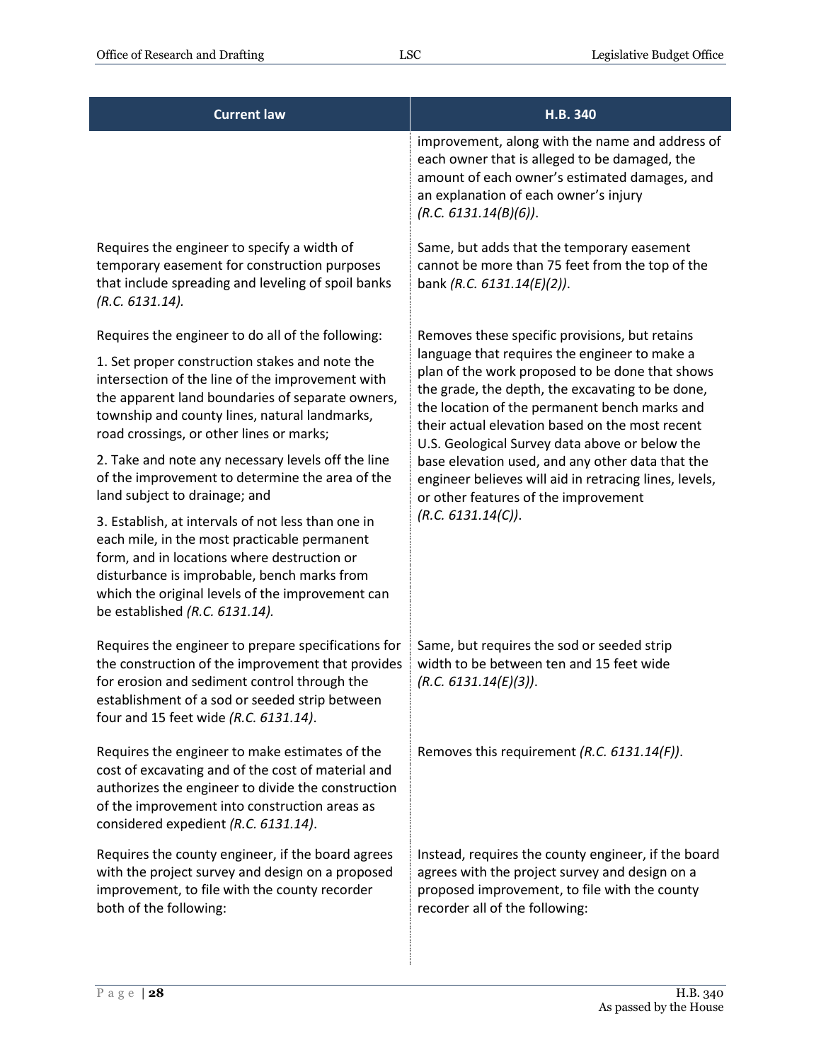| Current law | H.B. 340 |
|---|---|
| | improvement, along with the name and address of each owner that is alleged to be damaged, the amount of each owner's estimated damages, and an explanation of each owner's injury *(R.C. 6131.14(B)(6))*. |
| Requires the engineer to specify a width of temporary easement for construction purposes that include spreading and leveling of spoil banks *(R.C. 6131.14).* | Same, but adds that the temporary easement cannot be more than 75 feet from the top of the bank *(R.C. 6131.14(E)(2))*. |
| Requires the engineer to do all of the following:<br><br>1. Set proper construction stakes and note the intersection of the line of the improvement with the apparent land boundaries of separate owners, township and county lines, natural landmarks, road crossings, or other lines or marks;<br><br>2. Take and note any necessary levels off the line of the improvement to determine the area of the land subject to drainage; and<br><br>3. Establish, at intervals of not less than one in each mile, in the most practicable permanent form, and in locations where destruction or disturbance is improbable, bench marks from which the original levels of the improvement can be established *(R.C. 6131.14).* | Removes these specific provisions, but retains language that requires the engineer to make a plan of the work proposed to be done that shows the grade, the depth, the excavating to be done, the location of the permanent bench marks and their actual elevation based on the most recent U.S. Geological Survey data above or below the base elevation used, and any other data that the engineer believes will aid in retracing lines, levels, or other features of the improvement *(R.C. 6131.14(C))*. |
| Requires the engineer to prepare specifications for the construction of the improvement that provides for erosion and sediment control through the establishment of a sod or seeded strip between four and 15 feet wide *(R.C. 6131.14)*. | Same, but requires the sod or seeded strip width to be between ten and 15 feet wide *(R.C. 6131.14(E)(3))*. |
| Requires the engineer to make estimates of the cost of excavating and of the cost of material and authorizes the engineer to divide the construction of the improvement into construction areas as considered expedient *(R.C. 6131.14)*. | Removes this requirement *(R.C. 6131.14(F))*. |
| Requires the county engineer, if the board agrees with the project survey and design on a proposed improvement, to file with the county recorder both of the following: | Instead, requires the county engineer, if the board agrees with the project survey and design on a proposed improvement, to file with the county recorder all of the following: |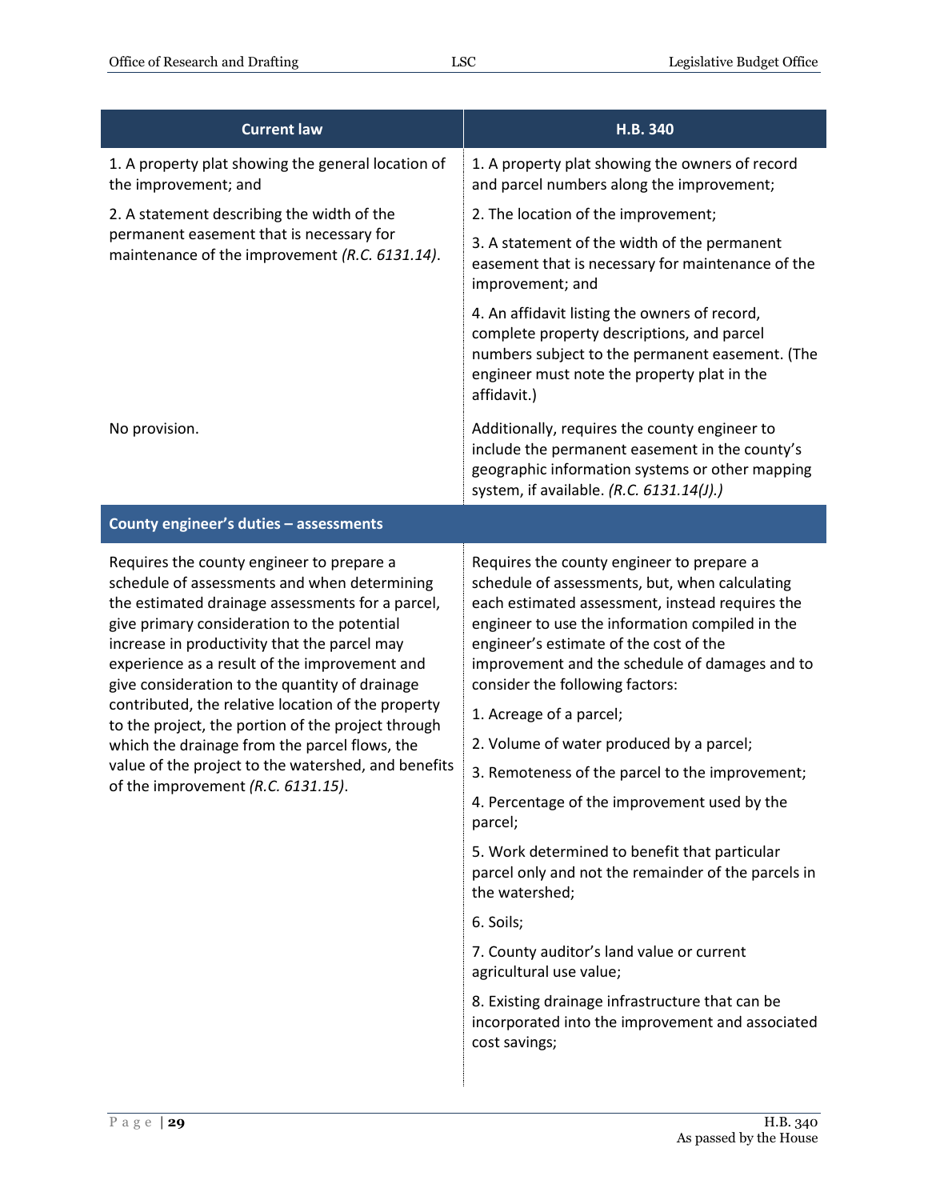| Current law | H.B. 340 |
| --- | --- |
| 1. A property plat showing the general location of the improvement; and | 1. A property plat showing the owners of record and parcel numbers along the improvement; |
| 2. A statement describing the width of the permanent easement that is necessary for maintenance of the improvement *(R.C. 6131.14)*. | 2. The location of the improvement; |
| | 3. A statement of the width of the permanent easement that is necessary for maintenance of the improvement; and |
| | 4. An affidavit listing the owners of record, complete property descriptions, and parcel numbers subject to the permanent easement. (The engineer must note the property plat in the affidavit.) |
| No provision. | Additionally, requires the county engineer to include the permanent easement in the county's geographic information systems or other mapping system, if available. *(R.C. 6131.14(J).)* |
| **County engineer's duties – assessments** | |
| Requires the county engineer to prepare a schedule of assessments and when determining the estimated drainage assessments for a parcel, give primary consideration to the potential increase in productivity that the parcel may experience as a result of the improvement and give consideration to the quantity of drainage contributed, the relative location of the property to the project, the portion of the project through which the drainage from the parcel flows, the value of the project to the watershed, and benefits of the improvement *(R.C. 6131.15)*. | Requires the county engineer to prepare a schedule of assessments, but, when calculating each estimated assessment, instead requires the engineer to use the information compiled in the engineer's estimate of the cost of the improvement and the schedule of damages and to consider the following factors: |
| | 1. Acreage of a parcel; |
| | 2. Volume of water produced by a parcel; |
| | 3. Remoteness of the parcel to the improvement; |
| | 4. Percentage of the improvement used by the parcel; |
| | 5. Work determined to benefit that particular parcel only and not the remainder of the parcels in the watershed; |
| | 6. Soils; |
| | 7. County auditor's land value or current agricultural use value; |
| | 8. Existing drainage infrastructure that can be incorporated into the improvement and associated cost savings; |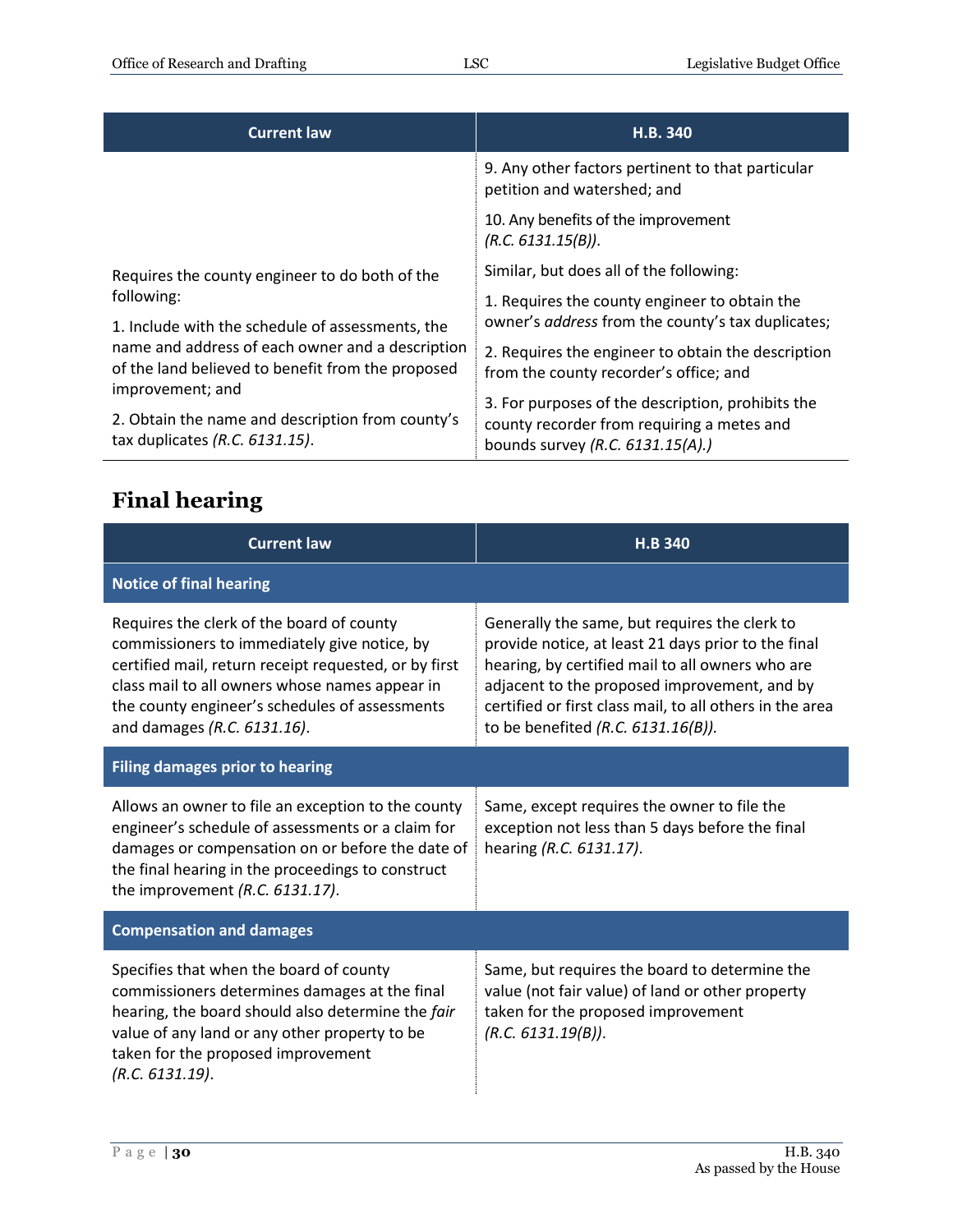| Current law | H.B. 340 |
|---|---|
| | 9. Any other factors pertinent to that particular petition and watershed; and<br><br>10. Any benefits of the improvement *(R.C. 6131.15(B))*. |
| Requires the county engineer to do both of the following:<br><br>1. Include with the schedule of assessments, the name and address of each owner and a description of the land believed to benefit from the proposed improvement; and<br><br>2. Obtain the name and description from county's tax duplicates *(R.C. 6131.15)*. | Similar, but does all of the following:<br><br>1. Requires the county engineer to obtain the owner's *address* from the county's tax duplicates;<br><br>2. Requires the engineer to obtain the description from the county recorder's office; and<br><br>3. For purposes of the description, prohibits the county recorder from requiring a metes and bounds survey *(R.C. 6131.15(A).)* |

## Final hearing

| Current law | H.B 340 |
|---|---|
| **Notice of final hearing** | |
| Requires the clerk of the board of county commissioners to immediately give notice, by certified mail, return receipt requested, or by first class mail to all owners whose names appear in the county engineer's schedules of assessments and damages *(R.C. 6131.16)*. | Generally the same, but requires the clerk to provide notice, at least 21 days prior to the final hearing, by certified mail to all owners who are adjacent to the proposed improvement, and by certified or first class mail, to all others in the area to be benefited *(R.C. 6131.16(B)).* |
| **Filing damages prior to hearing** | |
| Allows an owner to file an exception to the county engineer's schedule of assessments or a claim for damages or compensation on or before the date of the final hearing in the proceedings to construct the improvement *(R.C. 6131.17)*. | Same, except requires the owner to file the exception not less than 5 days before the final hearing *(R.C. 6131.17)*. |
| **Compensation and damages** | |
| Specifies that when the board of county commissioners determines damages at the final hearing, the board should also determine the *fair* value of any land or any other property to be taken for the proposed improvement *(R.C. 6131.19)*. | Same, but requires the board to determine the value (not fair value) of land or other property taken for the proposed improvement *(R.C. 6131.19(B))*. |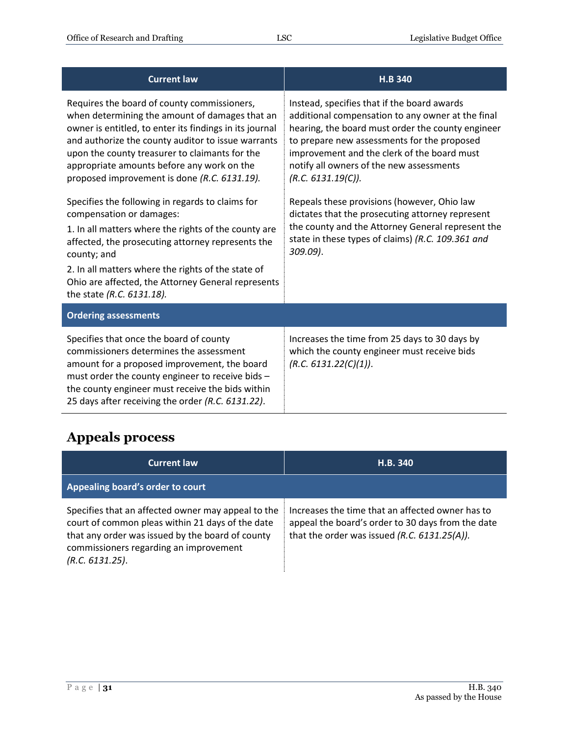| Current law | H.B 340 |
| --- | --- |
| Requires the board of county commissioners, when determining the amount of damages that an owner is entitled, to enter its findings in its journal and authorize the county auditor to issue warrants upon the county treasurer to claimants for the appropriate amounts before any work on the proposed improvement is done *(R.C. 6131.19).* | Instead, specifies that if the board awards additional compensation to any owner at the final hearing, the board must order the county engineer to prepare new assessments for the proposed improvement and the clerk of the board must notify all owners of the new assessments *(R.C. 6131.19(C)).* |
| Specifies the following in regards to claims for compensation or damages:<br>1. In all matters where the rights of the county are affected, the prosecuting attorney represents the county; and<br>2. In all matters where the rights of the state of Ohio are affected, the Attorney General represents the state *(R.C. 6131.18).* | Repeals these provisions (however, Ohio law dictates that the prosecuting attorney represent the county and the Attorney General represent the state in these types of claims) *(R.C. 109.361 and 309.09)*. |
| **Ordering assessments** | |
| Specifies that once the board of county commissioners determines the assessment amount for a proposed improvement, the board must order the county engineer to receive bids – the county engineer must receive the bids within 25 days after receiving the order *(R.C. 6131.22)*. | Increases the time from 25 days to 30 days by which the county engineer must receive bids *(R.C. 6131.22(C)(1))*. |

## Appeals process

| Current law | H.B. 340 |
| --- | --- |
| **Appealing board's order to court** | |
| Specifies that an affected owner may appeal to the court of common pleas within 21 days of the date that any order was issued by the board of county commissioners regarding an improvement *(R.C. 6131.25)*. | Increases the time that an affected owner has to appeal the board's order to 30 days from the date that the order was issued *(R.C. 6131.25(A)).* |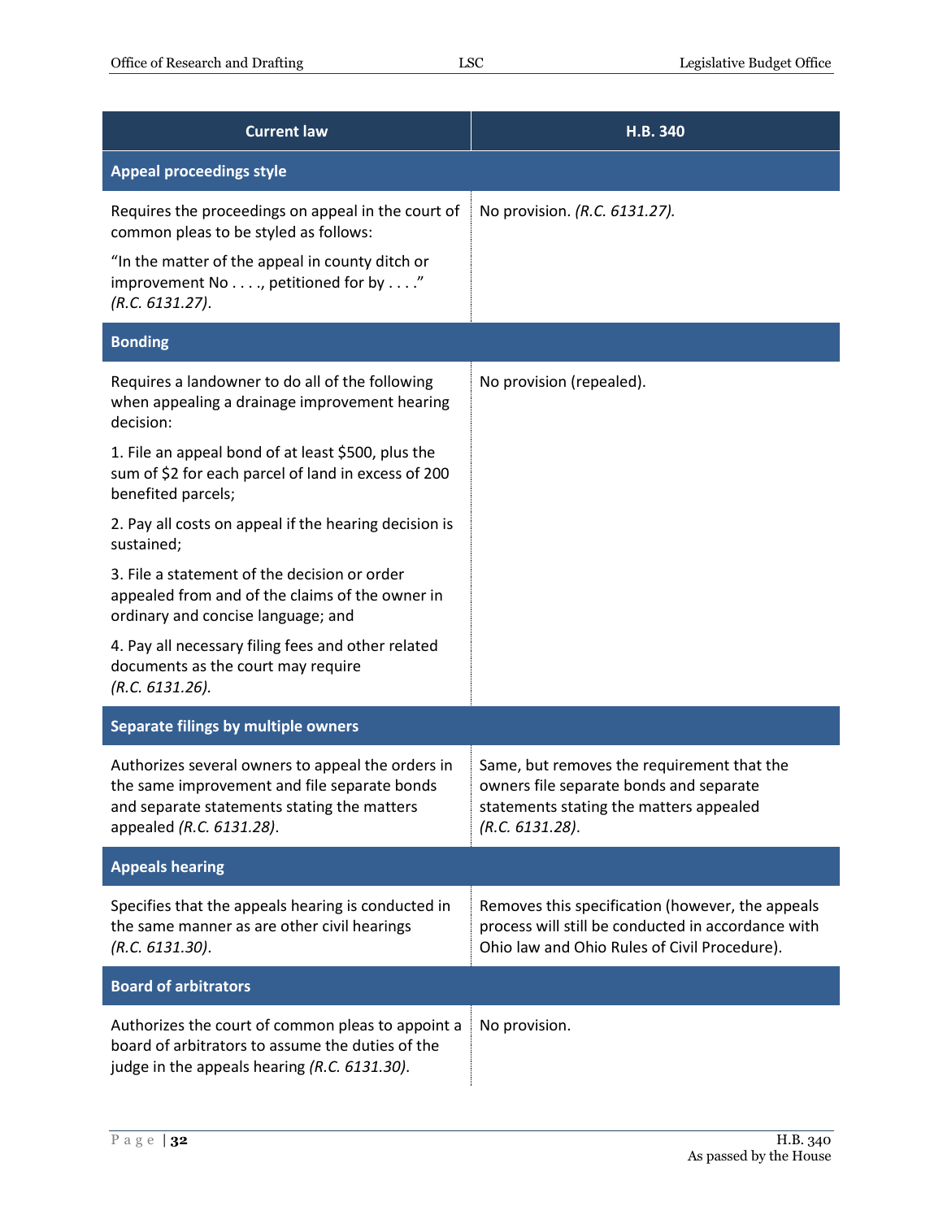| Current law | H.B. 340 |
| --- | --- |
| **Appeal proceedings style** | |
| Requires the proceedings on appeal in the court of common pleas to be styled as follows:<br><br>"In the matter of the appeal in county ditch or improvement No . . . ., petitioned for by . . . ." *(R.C. 6131.27)*. | No provision. *(R.C. 6131.27).* |
| **Bonding** | |
| Requires a landowner to do all of the following when appealing a drainage improvement hearing decision:<br><br>1. File an appeal bond of at least $500, plus the sum of $2 for each parcel of land in excess of 200 benefited parcels;<br><br>2. Pay all costs on appeal if the hearing decision is sustained;<br><br>3. File a statement of the decision or order appealed from and of the claims of the owner in ordinary and concise language; and<br><br>4. Pay all necessary filing fees and other related documents as the court may require *(R.C. 6131.26).* | No provision (repealed). |
| **Separate filings by multiple owners** | |
| Authorizes several owners to appeal the orders in the same improvement and file separate bonds and separate statements stating the matters appealed *(R.C. 6131.28)*. | Same, but removes the requirement that the owners file separate bonds and separate statements stating the matters appealed *(R.C. 6131.28)*. |
| **Appeals hearing** | |
| Specifies that the appeals hearing is conducted in the same manner as are other civil hearings *(R.C. 6131.30)*. | Removes this specification (however, the appeals process will still be conducted in accordance with Ohio law and Ohio Rules of Civil Procedure). |
| **Board of arbitrators** | |
| Authorizes the court of common pleas to appoint a board of arbitrators to assume the duties of the judge in the appeals hearing *(R.C. 6131.30)*. | No provision. |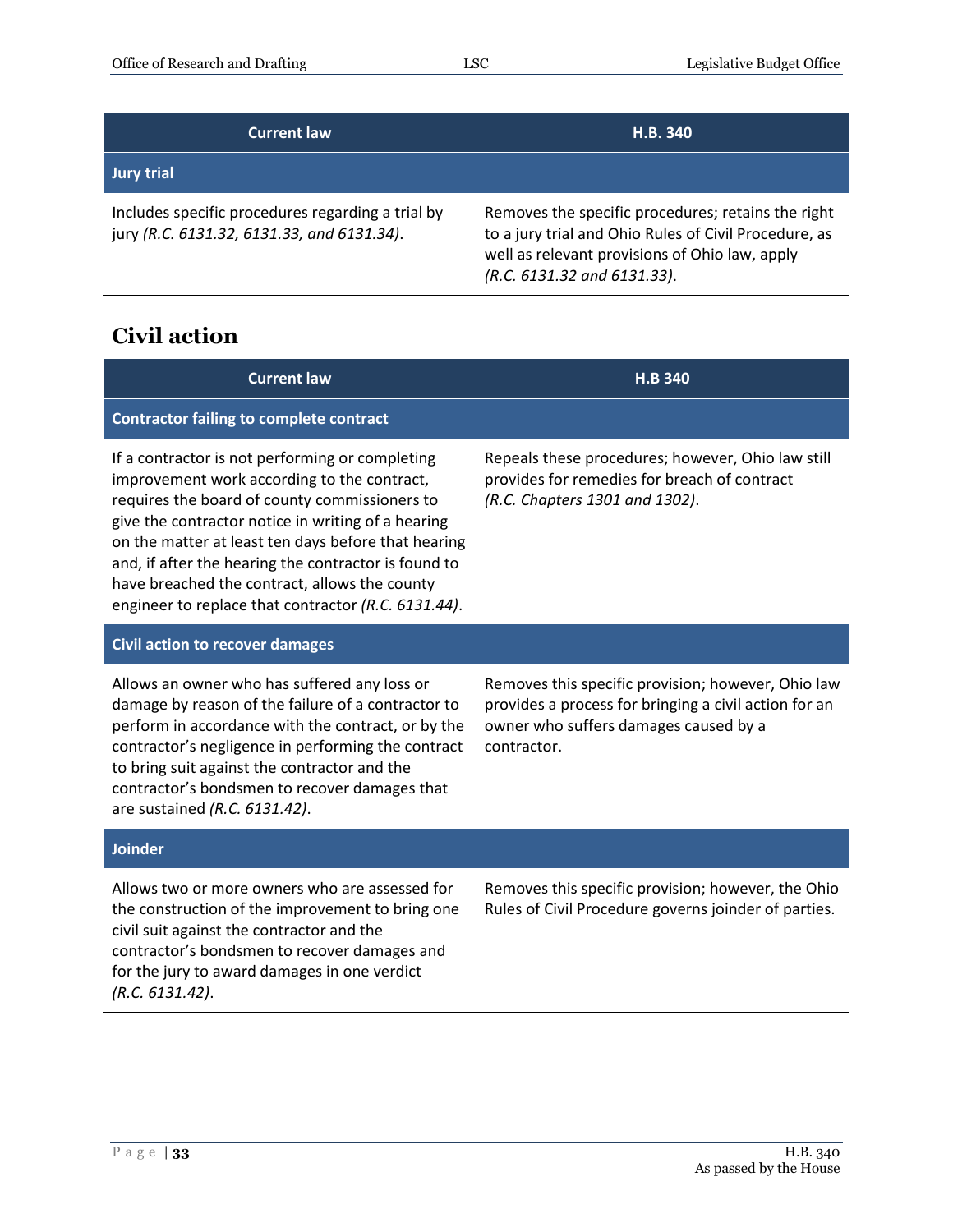| Current law | H.B. 340 |
|---|---|
| **Jury trial** | |
| Includes specific procedures regarding a trial by jury *(R.C. 6131.32, 6131.33, and 6131.34)*. | Removes the specific procedures; retains the right to a jury trial and Ohio Rules of Civil Procedure, as well as relevant provisions of Ohio law, apply *(R.C. 6131.32 and 6131.33)*. |

## Civil action

| Current law | H.B 340 |
|---|---|
| **Contractor failing to complete contract** | |
| If a contractor is not performing or completing improvement work according to the contract, requires the board of county commissioners to give the contractor notice in writing of a hearing on the matter at least ten days before that hearing and, if after the hearing the contractor is found to have breached the contract, allows the county engineer to replace that contractor *(R.C. 6131.44)*. | Repeals these procedures; however, Ohio law still provides for remedies for breach of contract *(R.C. Chapters 1301 and 1302)*. |
| **Civil action to recover damages** | |
| Allows an owner who has suffered any loss or damage by reason of the failure of a contractor to perform in accordance with the contract, or by the contractor's negligence in performing the contract to bring suit against the contractor and the contractor's bondsmen to recover damages that are sustained *(R.C. 6131.42)*. | Removes this specific provision; however, Ohio law provides a process for bringing a civil action for an owner who suffers damages caused by a contractor. |
| **Joinder** | |
| Allows two or more owners who are assessed for the construction of the improvement to bring one civil suit against the contractor and the contractor's bondsmen to recover damages and for the jury to award damages in one verdict *(R.C. 6131.42)*. | Removes this specific provision; however, the Ohio Rules of Civil Procedure governs joinder of parties. |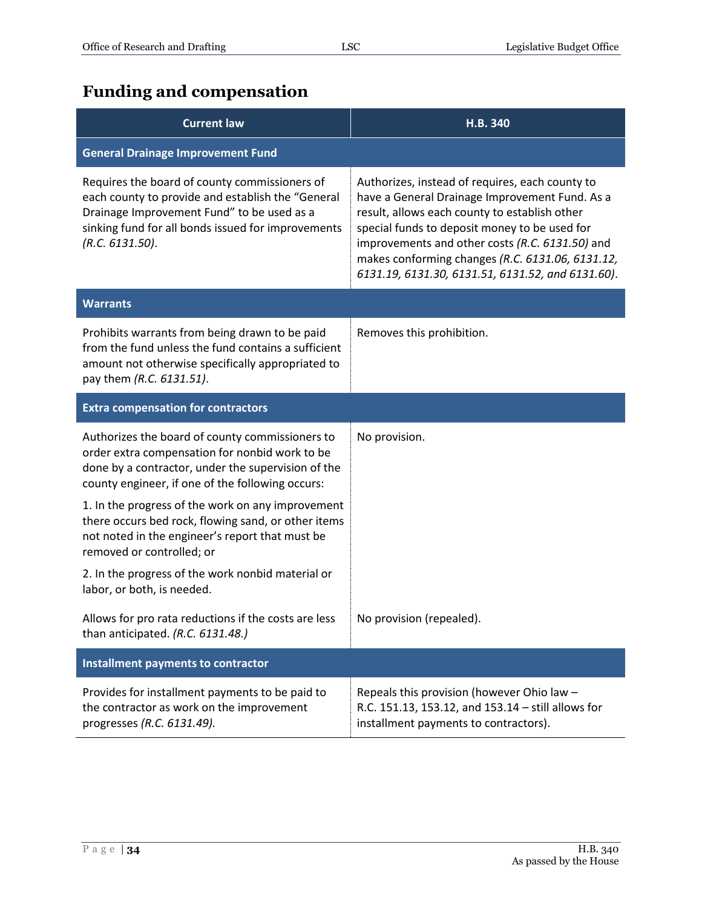## Funding and compensation

| Current law | H.B. 340 |
|---|---|
| **General Drainage Improvement Fund** | |
| Requires the board of county commissioners of each county to provide and establish the "General Drainage Improvement Fund" to be used as a sinking fund for all bonds issued for improvements *(R.C. 6131.50)*. | Authorizes, instead of requires, each county to have a General Drainage Improvement Fund. As a result, allows each county to establish other special funds to deposit money to be used for improvements and other costs *(R.C. 6131.50)* and makes conforming changes *(R.C. 6131.06, 6131.12, 6131.19, 6131.30, 6131.51, 6131.52, and 6131.60)*. |
| **Warrants** | |
| Prohibits warrants from being drawn to be paid from the fund unless the fund contains a sufficient amount not otherwise specifically appropriated to pay them *(R.C. 6131.51)*. | Removes this prohibition. |
| **Extra compensation for contractors** | |
| Authorizes the board of county commissioners to order extra compensation for nonbid work to be done by a contractor, under the supervision of the county engineer, if one of the following occurs:<br>1. In the progress of the work on any improvement there occurs bed rock, flowing sand, or other items not noted in the engineer's report that must be removed or controlled; or<br>2. In the progress of the work nonbid material or labor, or both, is needed. | No provision. |
| Allows for pro rata reductions if the costs are less than anticipated. *(R.C. 6131.48.)* | No provision (repealed). |
| **Installment payments to contractor** | |
| Provides for installment payments to be paid to the contractor as work on the improvement progresses *(R.C. 6131.49).* | Repeals this provision (however Ohio law – R.C. 151.13, 153.12, and 153.14 – still allows for installment payments to contractors). |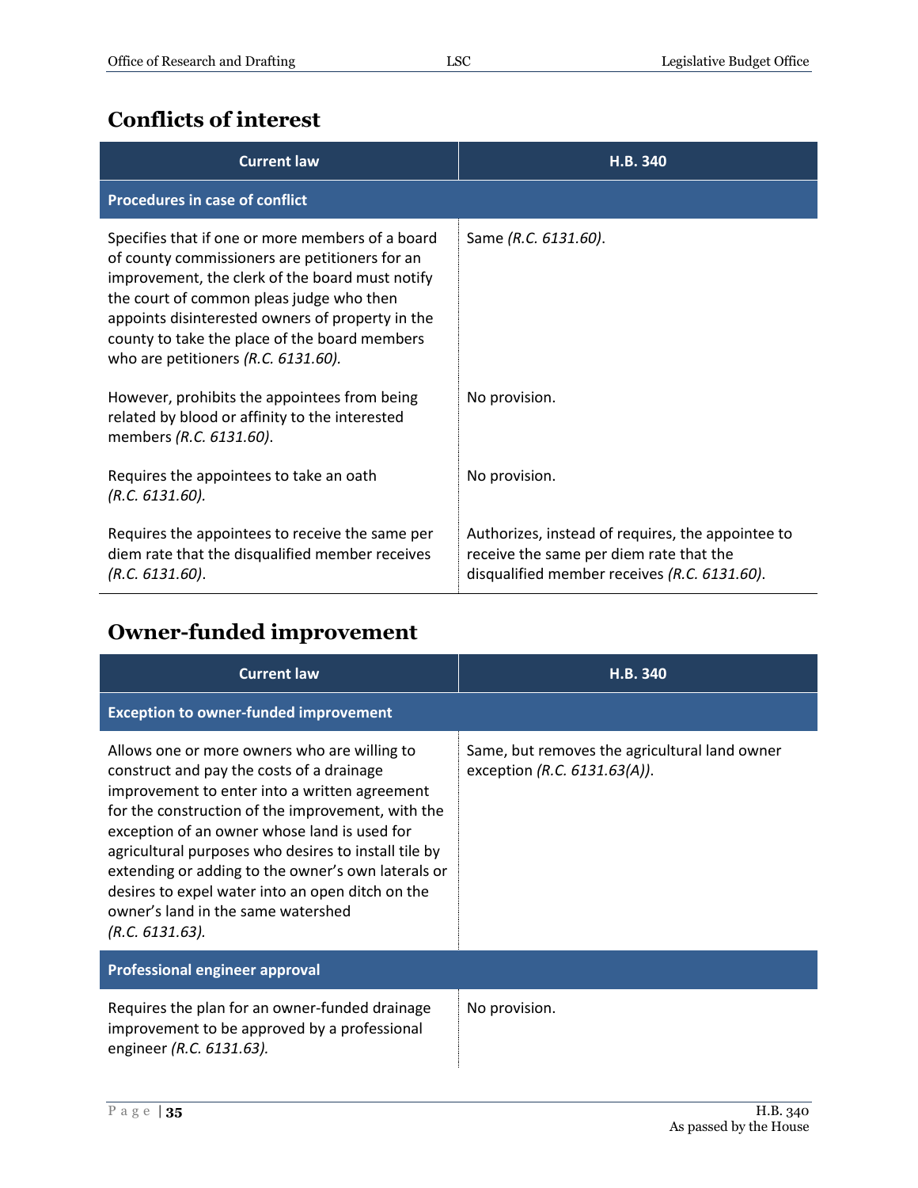## Conflicts of interest

| Current law | H.B. 340 |
| --- | --- |
| **Procedures in case of conflict** | |
| Specifies that if one or more members of a board of county commissioners are petitioners for an improvement, the clerk of the board must notify the court of common pleas judge who then appoints disinterested owners of property in the county to take the place of the board members who are petitioners *(R.C. 6131.60).* | Same *(R.C. 6131.60)*. |
| However, prohibits the appointees from being related by blood or affinity to the interested members *(R.C. 6131.60)*. | No provision. |
| Requires the appointees to take an oath *(R.C. 6131.60).* | No provision. |
| Requires the appointees to receive the same per diem rate that the disqualified member receives *(R.C. 6131.60)*. | Authorizes, instead of requires, the appointee to receive the same per diem rate that the disqualified member receives *(R.C. 6131.60)*. |

## Owner-funded improvement

| Current law | H.B. 340 |
| --- | --- |
| **Exception to owner-funded improvement** | |
| Allows one or more owners who are willing to construct and pay the costs of a drainage improvement to enter into a written agreement for the construction of the improvement, with the exception of an owner whose land is used for agricultural purposes who desires to install tile by extending or adding to the owner's own laterals or desires to expel water into an open ditch on the owner's land in the same watershed *(R.C. 6131.63).* | Same, but removes the agricultural land owner exception *(R.C. 6131.63(A)).* |
| **Professional engineer approval** | |
| Requires the plan for an owner-funded drainage improvement to be approved by a professional engineer *(R.C. 6131.63).* | No provision. |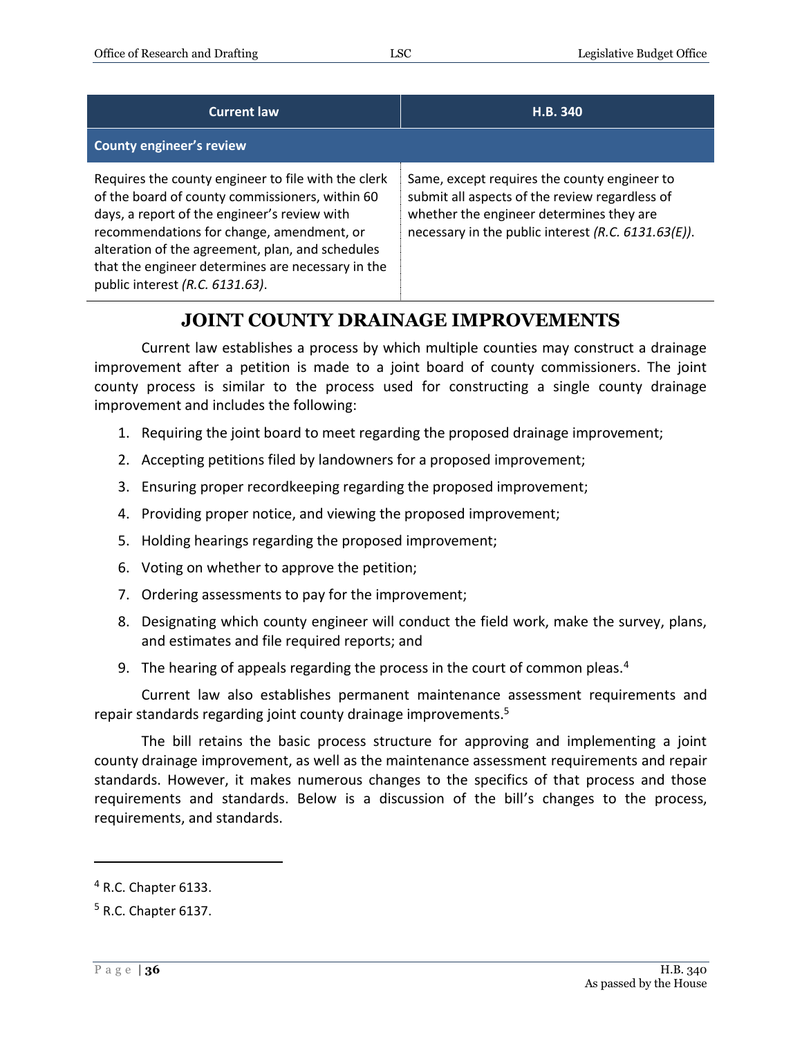| Current law | H.B. 340 |
|---|---|
| **County engineer's review** | |
| Requires the county engineer to file with the clerk of the board of county commissioners, within 60 days, a report of the engineer's review with recommendations for change, amendment, or alteration of the agreement, plan, and schedules that the engineer determines are necessary in the public interest *(R.C. 6131.63)*. | Same, except requires the county engineer to submit all aspects of the review regardless of whether the engineer determines they are necessary in the public interest *(R.C. 6131.63(E))*. |

# JOINT COUNTY DRAINAGE IMPROVEMENTS

Current law establishes a process by which multiple counties may construct a drainage improvement after a petition is made to a joint board of county commissioners. The joint county process is similar to the process used for constructing a single county drainage improvement and includes the following:

1. Requiring the joint board to meet regarding the proposed drainage improvement;
2. Accepting petitions filed by landowners for a proposed improvement;
3. Ensuring proper recordkeeping regarding the proposed improvement;
4. Providing proper notice, and viewing the proposed improvement;
5. Holding hearings regarding the proposed improvement;
6. Voting on whether to approve the petition;
7. Ordering assessments to pay for the improvement;
8. Designating which county engineer will conduct the field work, make the survey, plans, and estimates and file required reports; and
9. The hearing of appeals regarding the process in the court of common pleas.[4]

Current law also establishes permanent maintenance assessment requirements and repair standards regarding joint county drainage improvements.[5]

The bill retains the basic process structure for approving and implementing a joint county drainage improvement, as well as the maintenance assessment requirements and repair standards. However, it makes numerous changes to the specifics of that process and those requirements and standards. Below is a discussion of the bill's changes to the process, requirements, and standards.

---

[4] R.C. Chapter 6133.

[5] R.C. Chapter 6137.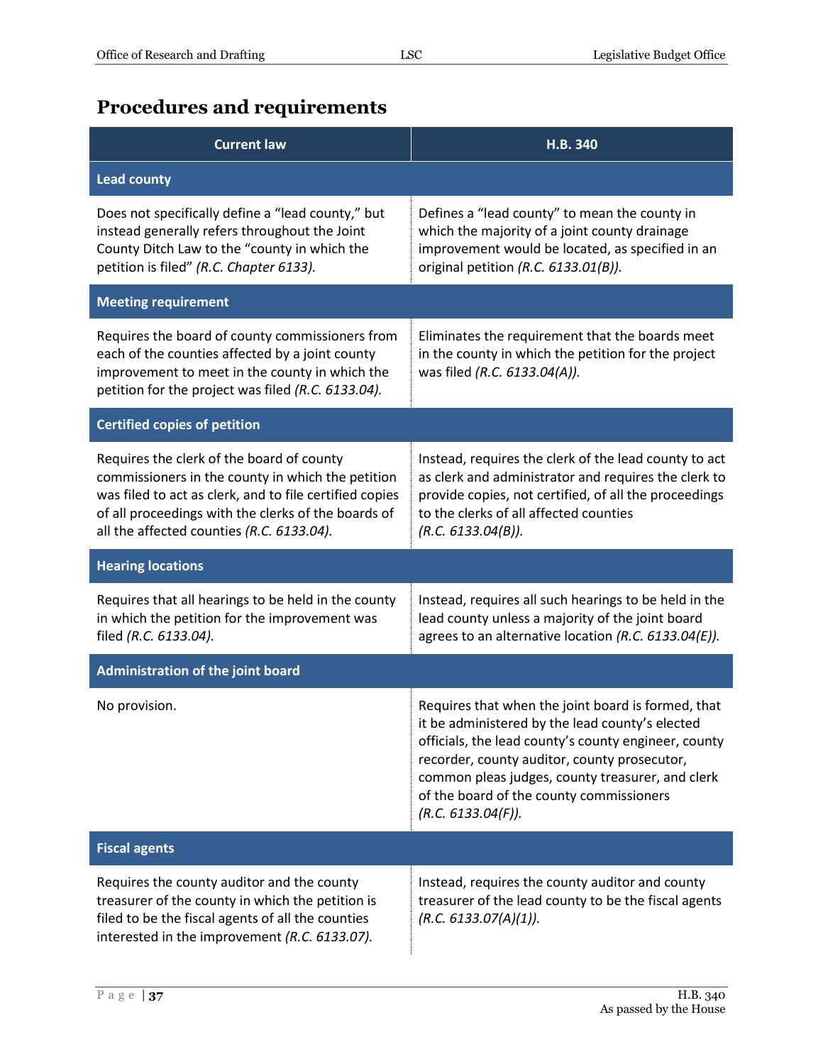## Procedures and requirements

| Current law | H.B. 340 |
|---|---|
| **Lead county** | |
| Does not specifically define a "lead county," but instead generally refers throughout the Joint County Ditch Law to the "county in which the petition is filed" *(R.C. Chapter 6133).* | Defines a "lead county" to mean the county in which the majority of a joint county drainage improvement would be located, as specified in an original petition *(R.C. 6133.01(B)).* |
| **Meeting requirement** | |
| Requires the board of county commissioners from each of the counties affected by a joint county improvement to meet in the county in which the petition for the project was filed *(R.C. 6133.04).* | Eliminates the requirement that the boards meet in the county in which the petition for the project was filed *(R.C. 6133.04(A)).* |
| **Certified copies of petition** | |
| Requires the clerk of the board of county commissioners in the county in which the petition was filed to act as clerk, and to file certified copies of all proceedings with the clerks of the boards of all the affected counties *(R.C. 6133.04).* | Instead, requires the clerk of the lead county to act as clerk and administrator and requires the clerk to provide copies, not certified, of all the proceedings to the clerks of all affected counties *(R.C. 6133.04(B)).* |
| **Hearing locations** | |
| Requires that all hearings to be held in the county in which the petition for the improvement was filed *(R.C. 6133.04).* | Instead, requires all such hearings to be held in the lead county unless a majority of the joint board agrees to an alternative location *(R.C. 6133.04(E)).* |
| **Administration of the joint board** | |
| No provision. | Requires that when the joint board is formed, that it be administered by the lead county's elected officials, the lead county's county engineer, county recorder, county auditor, county prosecutor, common pleas judges, county treasurer, and clerk of the board of the county commissioners *(R.C. 6133.04(F)).* |
| **Fiscal agents** | |
| Requires the county auditor and the county treasurer of the county in which the petition is filed to be the fiscal agents of all the counties interested in the improvement *(R.C. 6133.07).* | Instead, requires the county auditor and county treasurer of the lead county to be the fiscal agents *(R.C. 6133.07(A)(1)).* |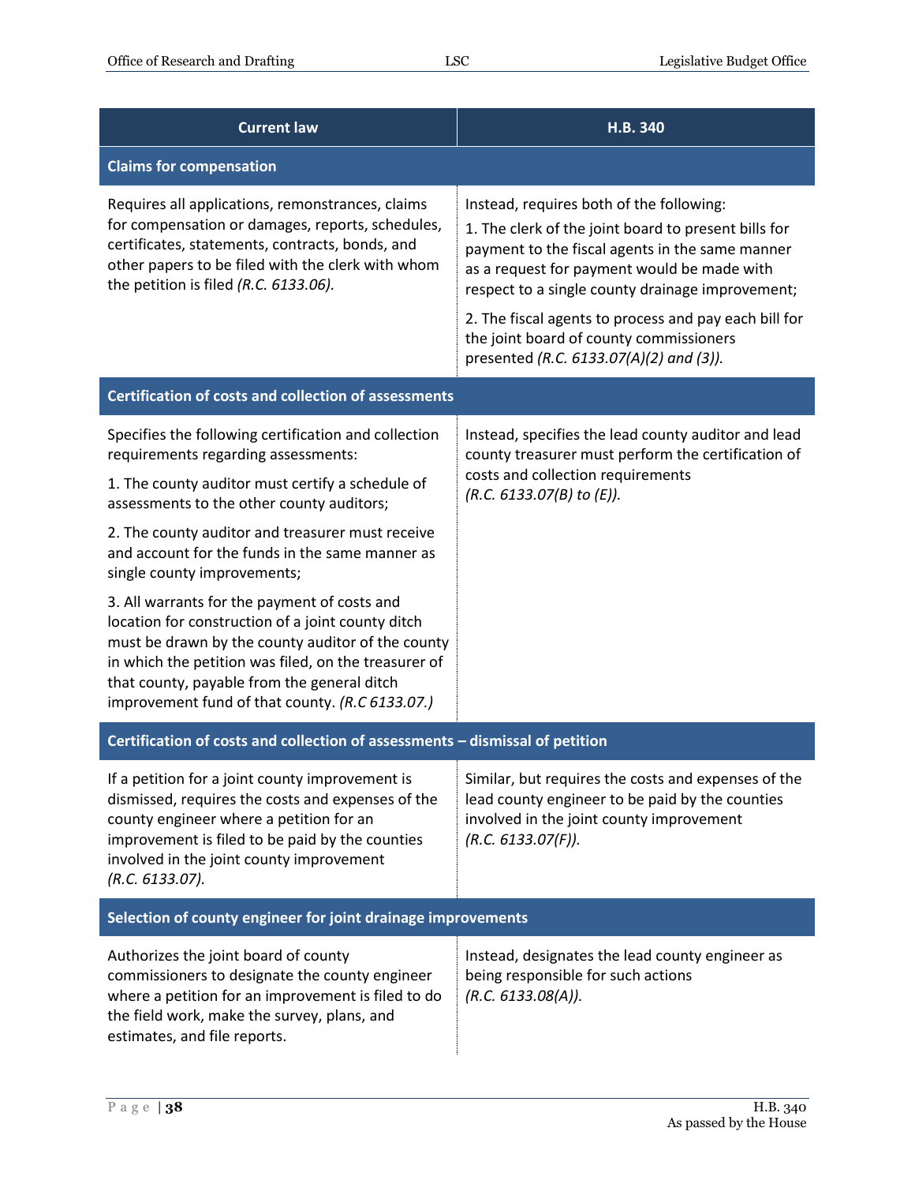| Current law | H.B. 340 |
|---|---|
| **Claims for compensation** | |
| Requires all applications, remonstrances, claims for compensation or damages, reports, schedules, certificates, statements, contracts, bonds, and other papers to be filed with the clerk with whom the petition is filed *(R.C. 6133.06).* | Instead, requires both of the following:<br>1. The clerk of the joint board to present bills for payment to the fiscal agents in the same manner as a request for payment would be made with respect to a single county drainage improvement;<br>2. The fiscal agents to process and pay each bill for the joint board of county commissioners presented *(R.C. 6133.07(A)(2) and (3)).* |
| **Certification of costs and collection of assessments** | |
| Specifies the following certification and collection requirements regarding assessments:<br>1. The county auditor must certify a schedule of assessments to the other county auditors;<br>2. The county auditor and treasurer must receive and account for the funds in the same manner as single county improvements;<br>3. All warrants for the payment of costs and location for construction of a joint county ditch must be drawn by the county auditor of the county in which the petition was filed, on the treasurer of that county, payable from the general ditch improvement fund of that county. *(R.C 6133.07.)* | Instead, specifies the lead county auditor and lead county treasurer must perform the certification of costs and collection requirements *(R.C. 6133.07(B) to (E)).* |
| **Certification of costs and collection of assessments – dismissal of petition** | |
| If a petition for a joint county improvement is dismissed, requires the costs and expenses of the county engineer where a petition for an improvement is filed to be paid by the counties involved in the joint county improvement *(R.C. 6133.07).* | Similar, but requires the costs and expenses of the lead county engineer to be paid by the counties involved in the joint county improvement *(R.C. 6133.07(F)).* |
| **Selection of county engineer for joint drainage improvements** | |
| Authorizes the joint board of county commissioners to designate the county engineer where a petition for an improvement is filed to do the field work, make the survey, plans, and estimates, and file reports. | Instead, designates the lead county engineer as being responsible for such actions *(R.C. 6133.08(A)).* |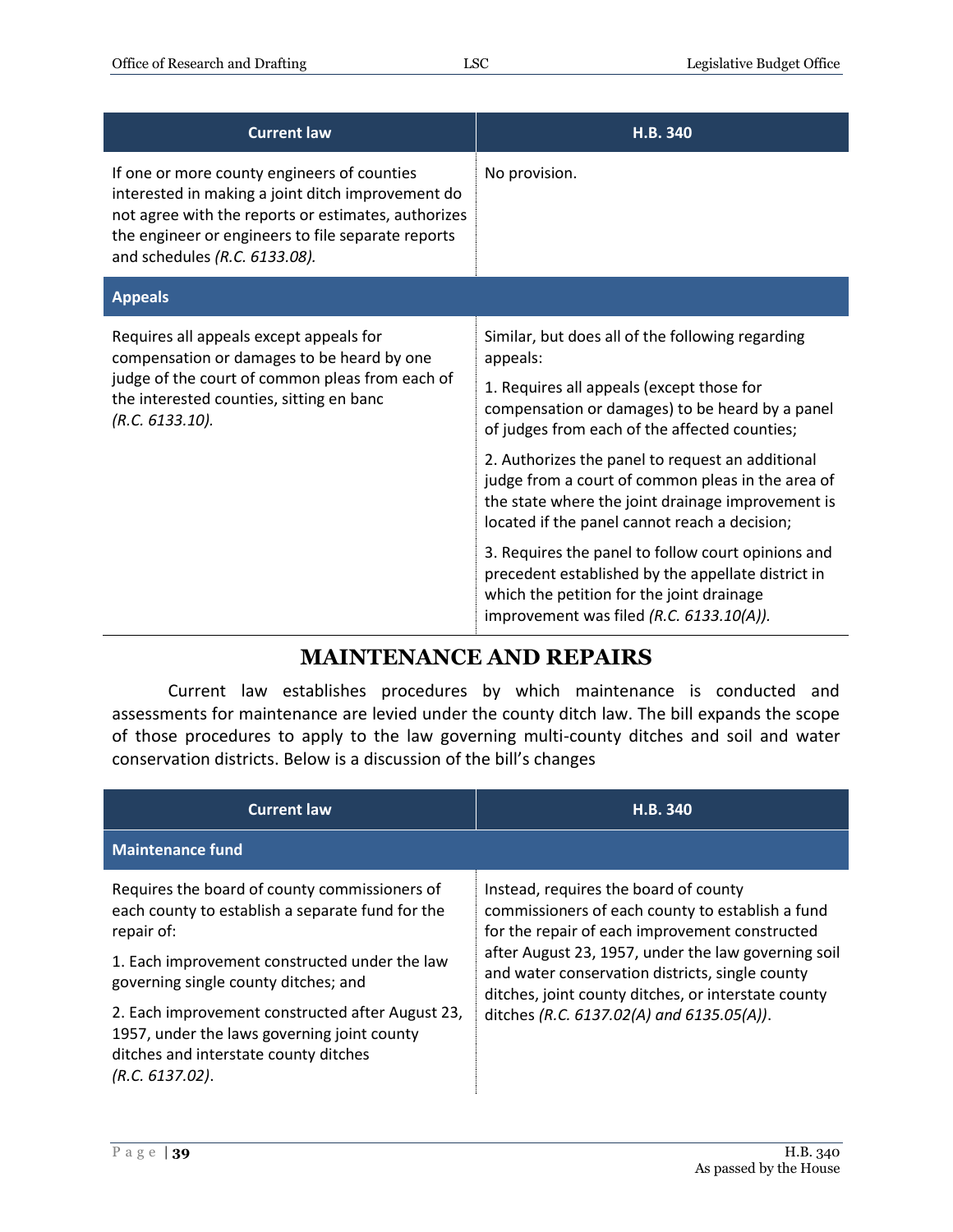| Current law | H.B. 340 |
|---|---|
| If one or more county engineers of counties interested in making a joint ditch improvement do not agree with the reports or estimates, authorizes the engineer or engineers to file separate reports and schedules *(R.C. 6133.08).* | No provision. |
| **Appeals** | |
| Requires all appeals except appeals for compensation or damages to be heard by one judge of the court of common pleas from each of the interested counties, sitting en banc *(R.C. 6133.10).* | Similar, but does all of the following regarding appeals:<br><br>1. Requires all appeals (except those for compensation or damages) to be heard by a panel of judges from each of the affected counties;<br><br>2. Authorizes the panel to request an additional judge from a court of common pleas in the area of the state where the joint drainage improvement is located if the panel cannot reach a decision;<br><br>3. Requires the panel to follow court opinions and precedent established by the appellate district in which the petition for the joint drainage improvement was filed *(R.C. 6133.10(A)).* |

# MAINTENANCE AND REPAIRS

Current law establishes procedures by which maintenance is conducted and assessments for maintenance are levied under the county ditch law. The bill expands the scope of those procedures to apply to the law governing multi-county ditches and soil and water conservation districts. Below is a discussion of the bill's changes

| Current law | H.B. 340 |
|---|---|
| **Maintenance fund** | |
| Requires the board of county commissioners of each county to establish a separate fund for the repair of:<br><br>1. Each improvement constructed under the law governing single county ditches; and<br><br>2. Each improvement constructed after August 23, 1957, under the laws governing joint county ditches and interstate county ditches *(R.C. 6137.02)*. | Instead, requires the board of county commissioners of each county to establish a fund for the repair of each improvement constructed after August 23, 1957, under the law governing soil and water conservation districts, single county ditches, joint county ditches, or interstate county ditches *(R.C. 6137.02(A) and 6135.05(A))*. |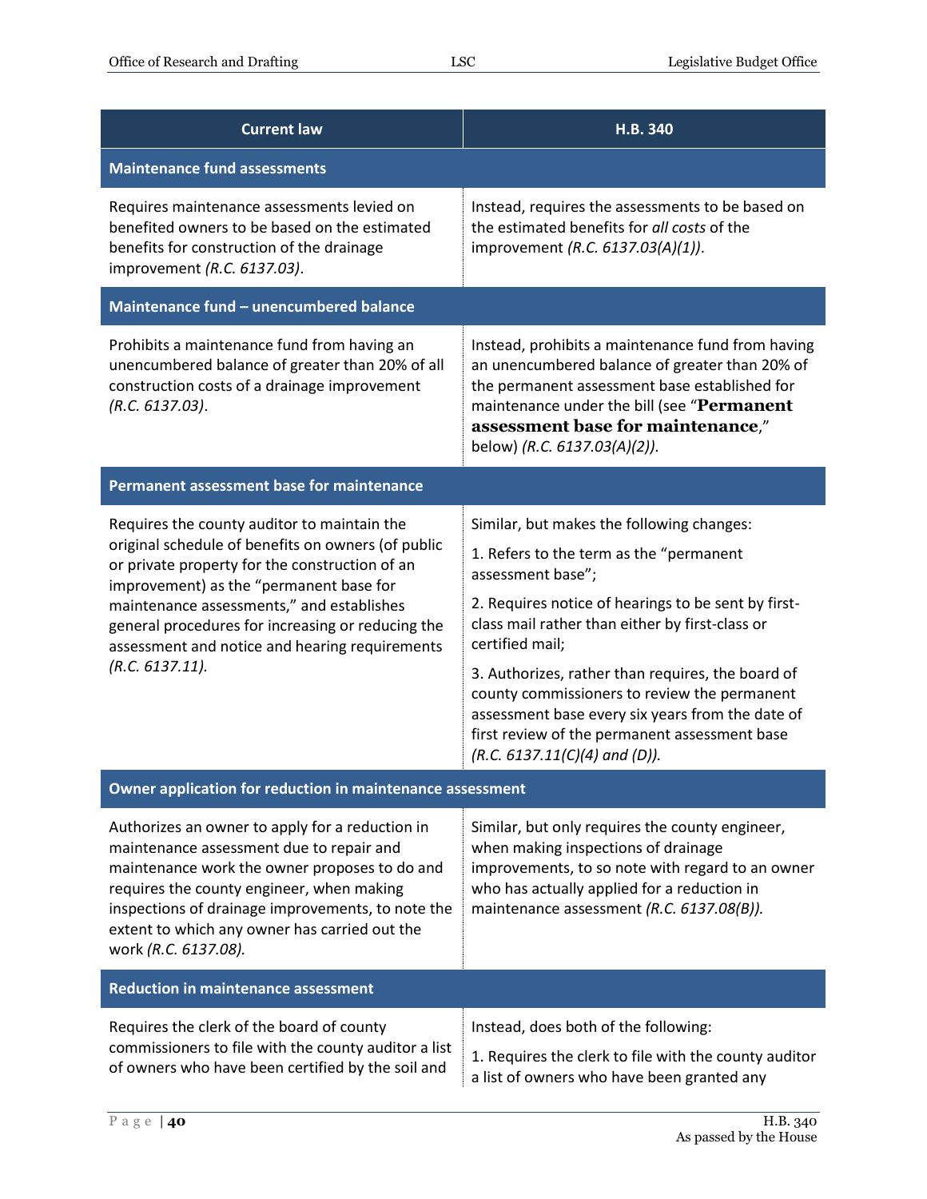| Current law | H.B. 340 |
|---|---|
| **Maintenance fund assessments** | |
| Requires maintenance assessments levied on benefited owners to be based on the estimated benefits for construction of the drainage improvement *(R.C. 6137.03)*. | Instead, requires the assessments to be based on the estimated benefits for *all costs* of the improvement *(R.C. 6137.03(A)(1))*. |
| **Maintenance fund – unencumbered balance** | |
| Prohibits a maintenance fund from having an unencumbered balance of greater than 20% of all construction costs of a drainage improvement *(R.C. 6137.03)*. | Instead, prohibits a maintenance fund from having an unencumbered balance of greater than 20% of the permanent assessment base established for maintenance under the bill (see "**Permanent assessment base for maintenance**," below) *(R.C. 6137.03(A)(2))*. |
| **Permanent assessment base for maintenance** | |
| Requires the county auditor to maintain the original schedule of benefits on owners (of public or private property for the construction of an improvement) as the "permanent base for maintenance assessments," and establishes general procedures for increasing or reducing the assessment and notice and hearing requirements *(R.C. 6137.11).* | Similar, but makes the following changes:<br><br>1. Refers to the term as the "permanent assessment base";<br><br>2. Requires notice of hearings to be sent by first-class mail rather than either by first-class or certified mail;<br><br>3. Authorizes, rather than requires, the board of county commissioners to review the permanent assessment base every six years from the date of first review of the permanent assessment base *(R.C. 6137.11(C)(4) and (D)).* |
| **Owner application for reduction in maintenance assessment** | |
| Authorizes an owner to apply for a reduction in maintenance assessment due to repair and maintenance work the owner proposes to do and requires the county engineer, when making inspections of drainage improvements, to note the extent to which any owner has carried out the work *(R.C. 6137.08).* | Similar, but only requires the county engineer, when making inspections of drainage improvements, to so note with regard to an owner who has actually applied for a reduction in maintenance assessment *(R.C. 6137.08(B)).* |
| **Reduction in maintenance assessment** | |
| Requires the clerk of the board of county commissioners to file with the county auditor a list of owners who have been certified by the soil and | Instead, does both of the following:<br><br>1. Requires the clerk to file with the county auditor a list of owners who have been granted any |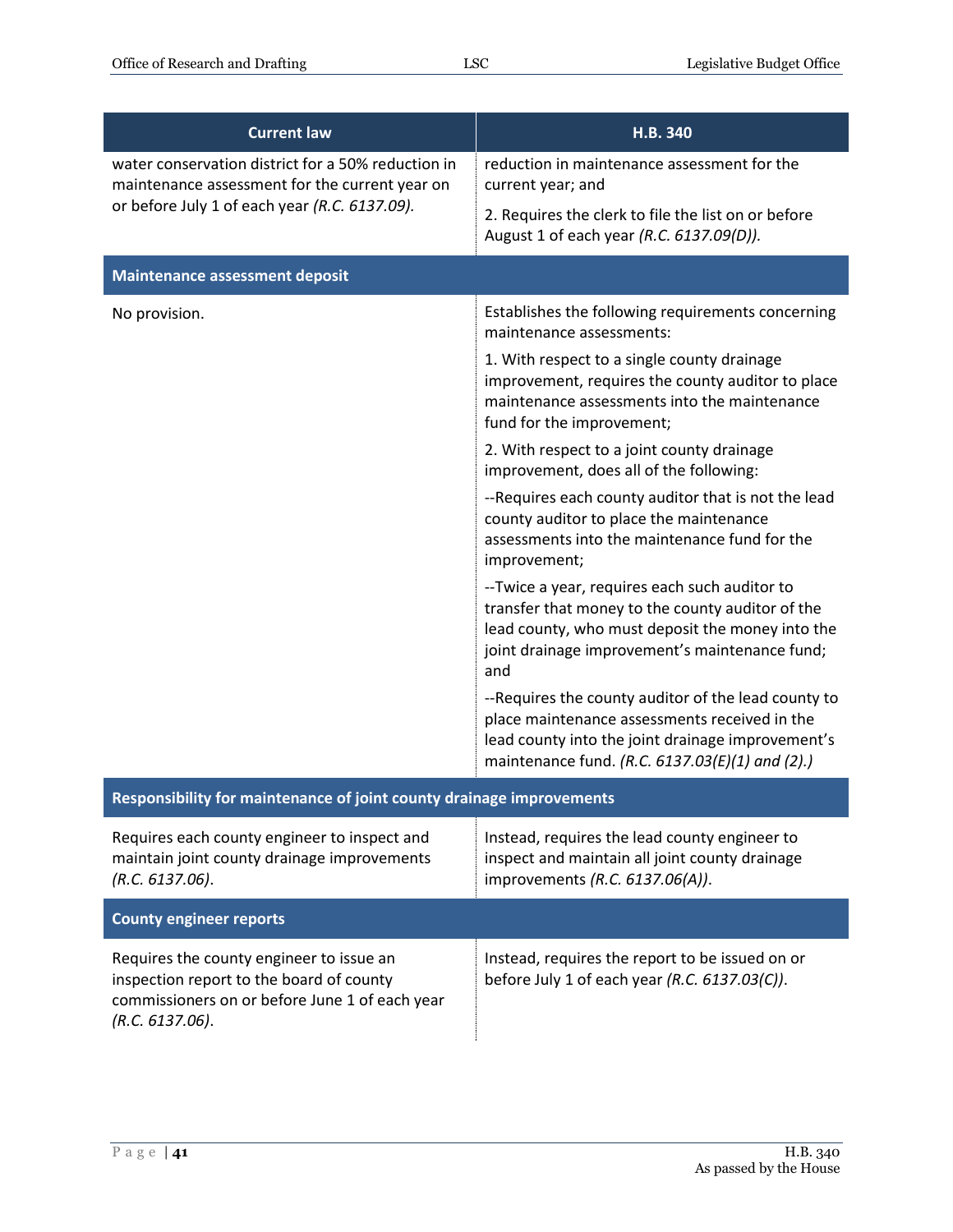| Current law | H.B. 340 |
|---|---|
| water conservation district for a 50% reduction in maintenance assessment for the current year on or before July 1 of each year *(R.C. 6137.09).* | reduction in maintenance assessment for the current year; and<br><br>2. Requires the clerk to file the list on or before August 1 of each year *(R.C. 6137.09(D)).* |
| **Maintenance assessment deposit** | |
| No provision. | Establishes the following requirements concerning maintenance assessments:<br><br>1. With respect to a single county drainage improvement, requires the county auditor to place maintenance assessments into the maintenance fund for the improvement;<br><br>2. With respect to a joint county drainage improvement, does all of the following:<br><br>--Requires each county auditor that is not the lead county auditor to place the maintenance assessments into the maintenance fund for the improvement;<br><br>--Twice a year, requires each such auditor to transfer that money to the county auditor of the lead county, who must deposit the money into the joint drainage improvement's maintenance fund; and<br><br>--Requires the county auditor of the lead county to place maintenance assessments received in the lead county into the joint drainage improvement's maintenance fund. *(R.C. 6137.03(E)(1) and (2).)* |
| **Responsibility for maintenance of joint county drainage improvements** | |
| Requires each county engineer to inspect and maintain joint county drainage improvements *(R.C. 6137.06)*. | Instead, requires the lead county engineer to inspect and maintain all joint county drainage improvements *(R.C. 6137.06(A))*. |
| **County engineer reports** | |
| Requires the county engineer to issue an inspection report to the board of county commissioners on or before June 1 of each year *(R.C. 6137.06)*. | Instead, requires the report to be issued on or before July 1 of each year *(R.C. 6137.03(C))*. |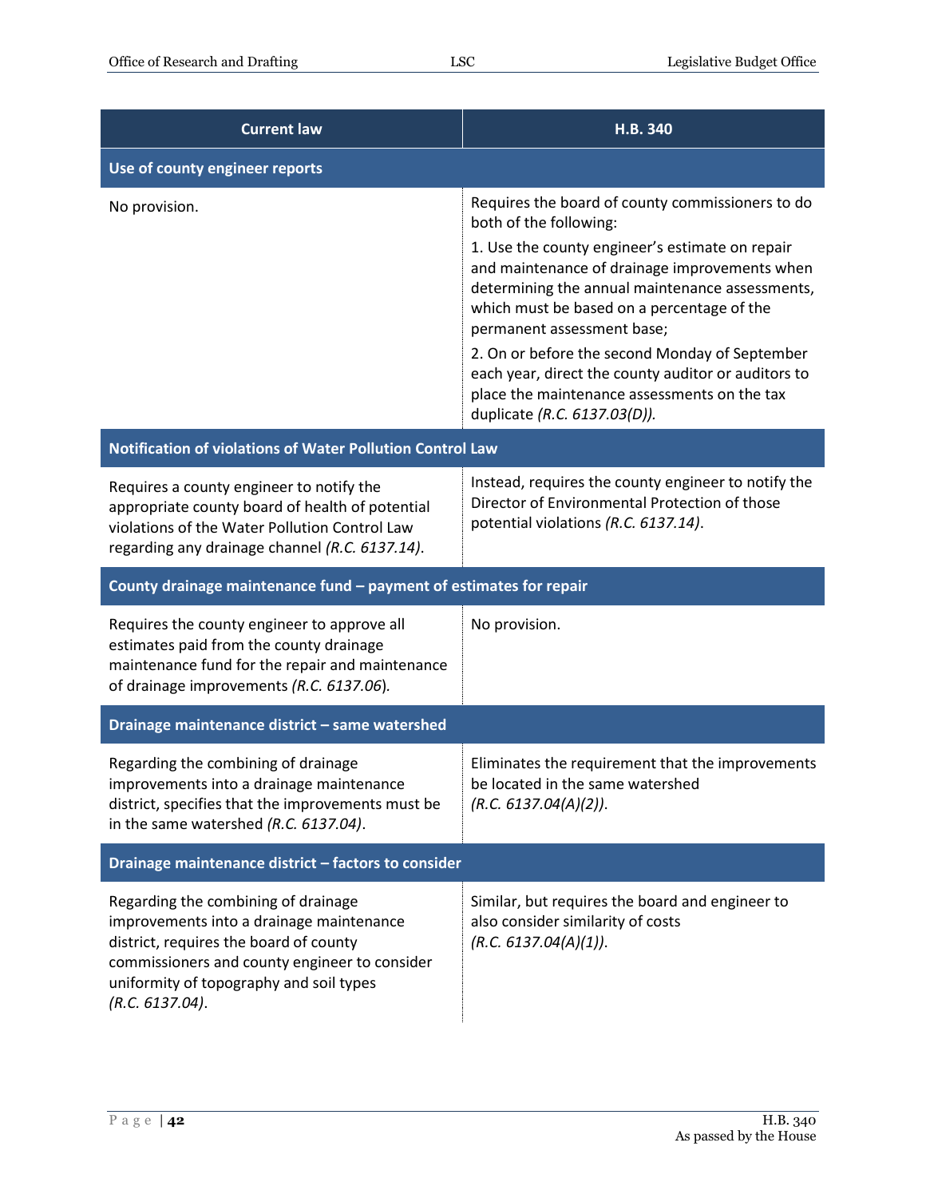| Current law | H.B. 340 |
|---|---|
| **Use of county engineer reports** | |
| No provision. | Requires the board of county commissioners to do both of the following:<br>1. Use the county engineer's estimate on repair and maintenance of drainage improvements when determining the annual maintenance assessments, which must be based on a percentage of the permanent assessment base;<br>2. On or before the second Monday of September each year, direct the county auditor or auditors to place the maintenance assessments on the tax duplicate *(R.C. 6137.03(D))*. |
| **Notification of violations of Water Pollution Control Law** | |
| Requires a county engineer to notify the appropriate county board of health of potential violations of the Water Pollution Control Law regarding any drainage channel *(R.C. 6137.14)*. | Instead, requires the county engineer to notify the Director of Environmental Protection of those potential violations *(R.C. 6137.14)*. |
| **County drainage maintenance fund – payment of estimates for repair** | |
| Requires the county engineer to approve all estimates paid from the county drainage maintenance fund for the repair and maintenance of drainage improvements *(R.C. 6137.06*). | No provision. |
| **Drainage maintenance district – same watershed** | |
| Regarding the combining of drainage improvements into a drainage maintenance district, specifies that the improvements must be in the same watershed *(R.C. 6137.04)*. | Eliminates the requirement that the improvements be located in the same watershed *(R.C. 6137.04(A)(2))*. |
| **Drainage maintenance district – factors to consider** | |
| Regarding the combining of drainage improvements into a drainage maintenance district, requires the board of county commissioners and county engineer to consider uniformity of topography and soil types *(R.C. 6137.04)*. | Similar, but requires the board and engineer to also consider similarity of costs *(R.C. 6137.04(A)(1))*. |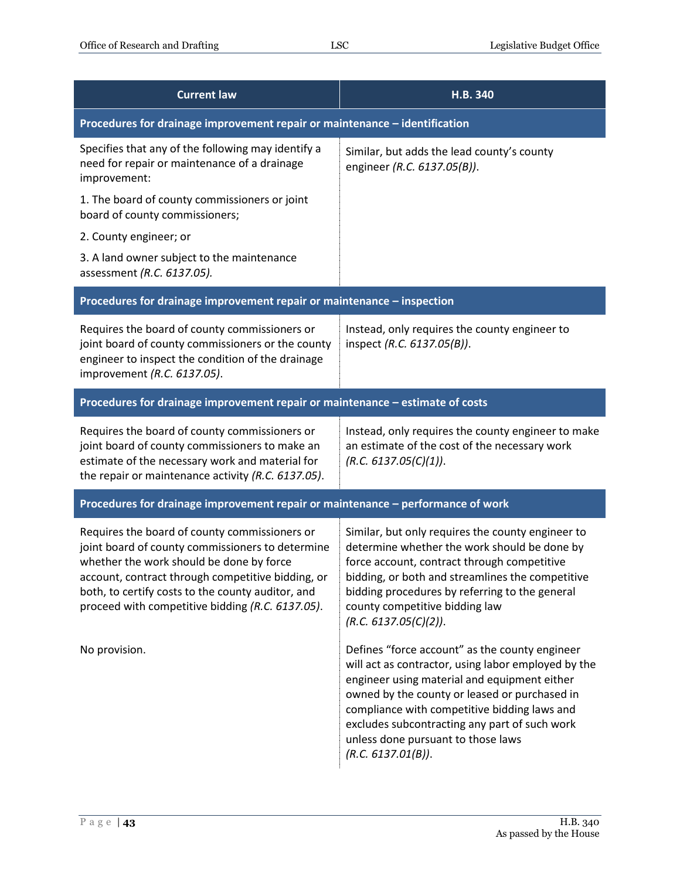| Current law | H.B. 340 |
|---|---|
| **Procedures for drainage improvement repair or maintenance – identification** | |
| Specifies that any of the following may identify a need for repair or maintenance of a drainage improvement:<br><br>1. The board of county commissioners or joint board of county commissioners;<br><br>2. County engineer; or<br><br>3. A land owner subject to the maintenance assessment *(R.C. 6137.05).* | Similar, but adds the lead county's county engineer *(R.C. 6137.05(B))*. |
| **Procedures for drainage improvement repair or maintenance – inspection** | |
| Requires the board of county commissioners or joint board of county commissioners or the county engineer to inspect the condition of the drainage improvement *(R.C. 6137.05)*. | Instead, only requires the county engineer to inspect *(R.C. 6137.05(B))*. |
| **Procedures for drainage improvement repair or maintenance – estimate of costs** | |
| Requires the board of county commissioners or joint board of county commissioners to make an estimate of the necessary work and material for the repair or maintenance activity *(R.C. 6137.05)*. | Instead, only requires the county engineer to make an estimate of the cost of the necessary work *(R.C. 6137.05(C)(1))*. |
| **Procedures for drainage improvement repair or maintenance – performance of work** | |
| Requires the board of county commissioners or joint board of county commissioners to determine whether the work should be done by force account, contract through competitive bidding, or both, to certify costs to the county auditor, and proceed with competitive bidding *(R.C. 6137.05)*. | Similar, but only requires the county engineer to determine whether the work should be done by force account, contract through competitive bidding, or both and streamlines the competitive bidding procedures by referring to the general county competitive bidding law *(R.C. 6137.05(C)(2))*. |
| No provision. | Defines "force account" as the county engineer will act as contractor, using labor employed by the engineer using material and equipment either owned by the county or leased or purchased in compliance with competitive bidding laws and excludes subcontracting any part of such work unless done pursuant to those laws *(R.C. 6137.01(B))*. |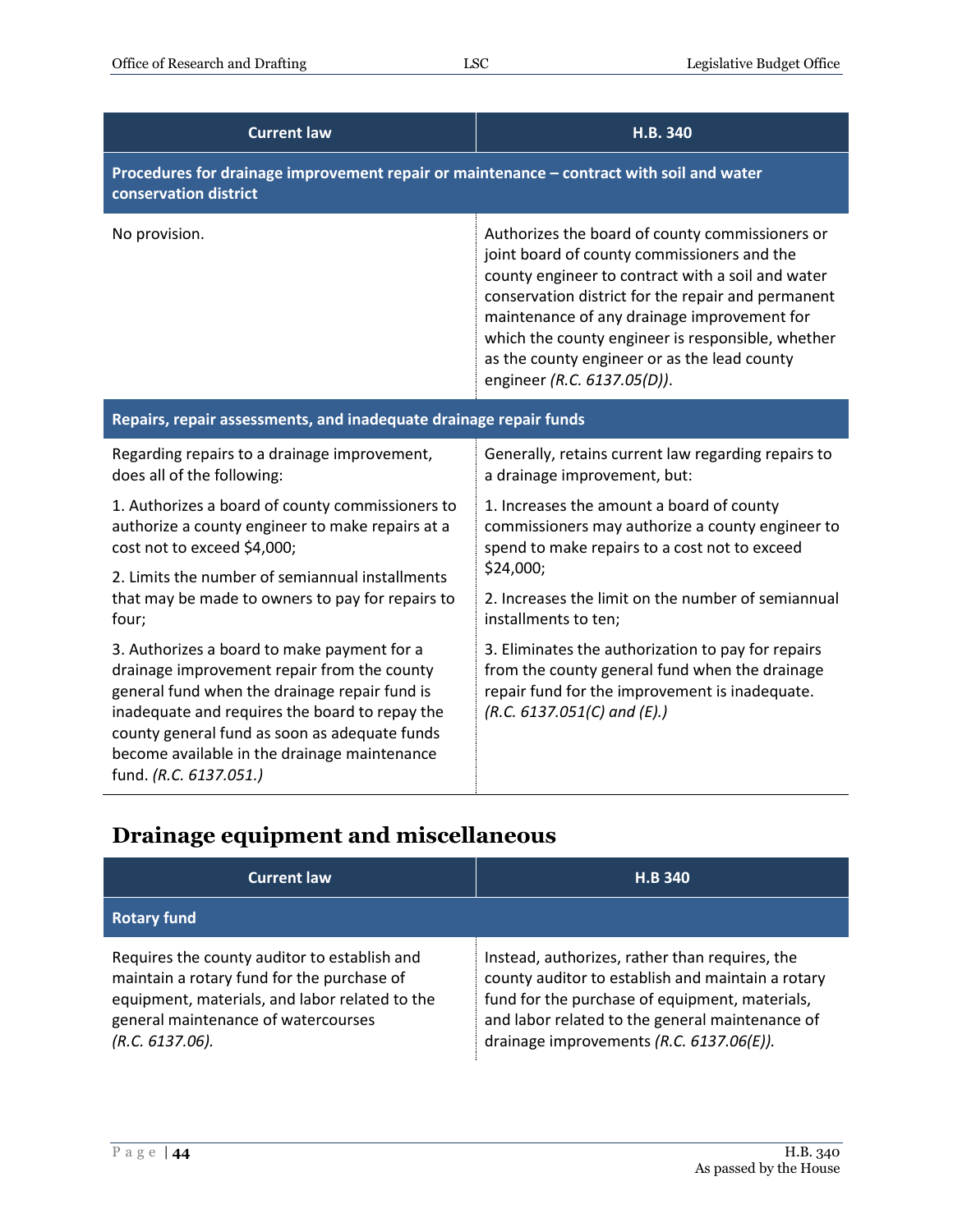| Current law | H.B. 340 |
|---|---|
| **Procedures for drainage improvement repair or maintenance – contract with soil and water conservation district** | |
| No provision. | Authorizes the board of county commissioners or joint board of county commissioners and the county engineer to contract with a soil and water conservation district for the repair and permanent maintenance of any drainage improvement for which the county engineer is responsible, whether as the county engineer or as the lead county engineer *(R.C. 6137.05(D))*. |
| **Repairs, repair assessments, and inadequate drainage repair funds** | |
| Regarding repairs to a drainage improvement, does all of the following: | Generally, retains current law regarding repairs to a drainage improvement, but: |
| 1. Authorizes a board of county commissioners to authorize a county engineer to make repairs at a cost not to exceed $4,000; | 1. Increases the amount a board of county commissioners may authorize a county engineer to spend to make repairs to a cost not to exceed $24,000; |
| 2. Limits the number of semiannual installments that may be made to owners to pay for repairs to four; | 2. Increases the limit on the number of semiannual installments to ten; |
| 3. Authorizes a board to make payment for a drainage improvement repair from the county general fund when the drainage repair fund is inadequate and requires the board to repay the county general fund as soon as adequate funds become available in the drainage maintenance fund. *(R.C. 6137.051.)* | 3. Eliminates the authorization to pay for repairs from the county general fund when the drainage repair fund for the improvement is inadequate. *(R.C. 6137.051(C) and (E).)* |

## Drainage equipment and miscellaneous

| Current law | H.B 340 |
|---|---|
| **Rotary fund** | |
| Requires the county auditor to establish and maintain a rotary fund for the purchase of equipment, materials, and labor related to the general maintenance of watercourses *(R.C. 6137.06).* | Instead, authorizes, rather than requires, the county auditor to establish and maintain a rotary fund for the purchase of equipment, materials, and labor related to the general maintenance of drainage improvements *(R.C. 6137.06(E)).* |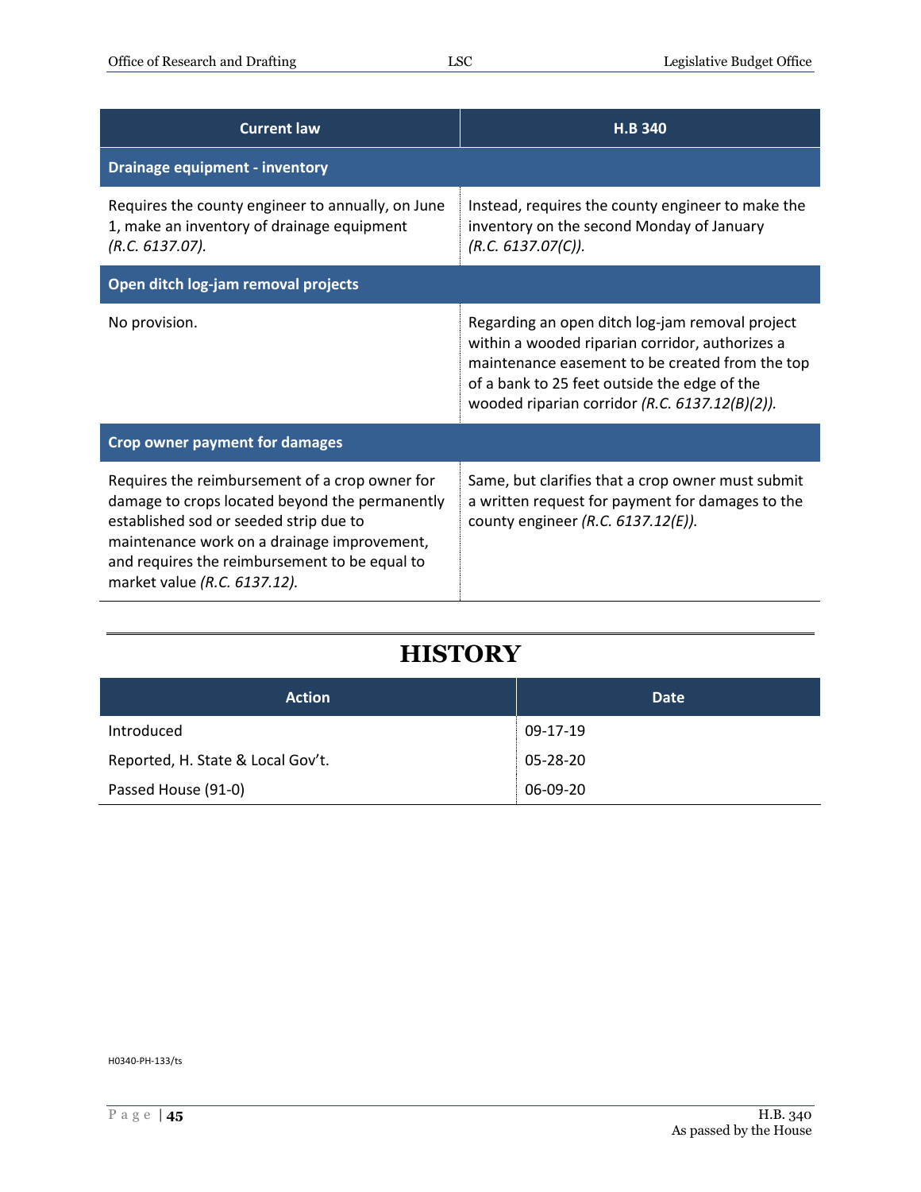| Current law | H.B 340 |
| --- | --- |
| **Drainage equipment - inventory** | |
| Requires the county engineer to annually, on June 1, make an inventory of drainage equipment *(R.C. 6137.07).* | Instead, requires the county engineer to make the inventory on the second Monday of January *(R.C. 6137.07(C)).* |
| **Open ditch log-jam removal projects** | |
| No provision. | Regarding an open ditch log-jam removal project within a wooded riparian corridor, authorizes a maintenance easement to be created from the top of a bank to 25 feet outside the edge of the wooded riparian corridor *(R.C. 6137.12(B)(2)).* |
| **Crop owner payment for damages** | |
| Requires the reimbursement of a crop owner for damage to crops located beyond the permanently established sod or seeded strip due to maintenance work on a drainage improvement, and requires the reimbursement to be equal to market value *(R.C. 6137.12).* | Same, but clarifies that a crop owner must submit a written request for payment for damages to the county engineer *(R.C. 6137.12(E)).* |

# HISTORY

| Action | Date |
| --- | --- |
| Introduced | 09-17-19 |
| Reported, H. State & Local Gov't. | 05-28-20 |
| Passed House (91-0) | 06-09-20 |

H0340-PH-133/ts